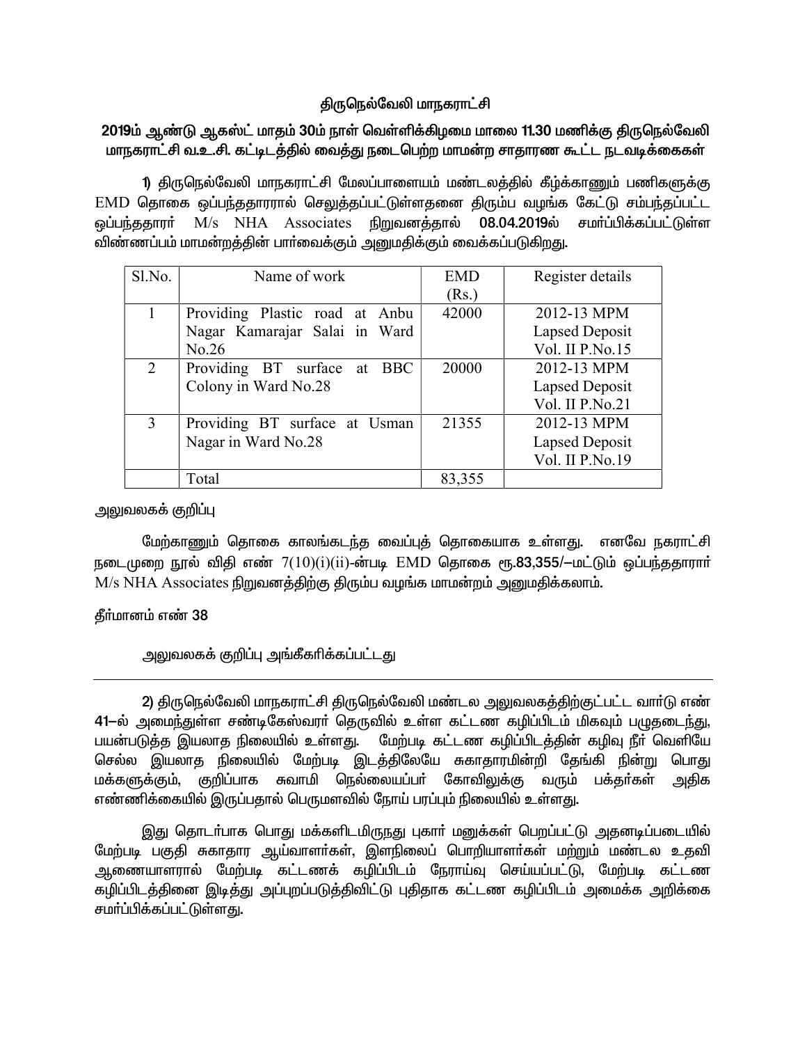# திருநெல்வேலி மாநகராட்சி

## 2019ம் ஆண்டு ஆகஸ்ட் மாதம் 30ம் நாள் வெள்ளிக்கிழமை மாலை 11.30 மணிக்கு திருநெல்வேலி மாநகராட்சி வ.உ.சி. கட்டிடத்தில் வைத்து நடைபெற்ற மாமன்ற சாதாரண கூட்ட நடவடிக்கைகள்

**1)** திருநெல்வேலி மாநகராட்சி மேலப்பாளையம் மண்டலத்தில் கீழ்க்காணும் பணிகளுக்கு EMD தொகை ஒப்பந்ததாரரால் செலுத்தப்பட்டுள்ளதனை திரும்ப வழங்க கேட்டு சம்பந்தப்பட்ட ஒப்பந்ததாரர் M/s NHA Associates நிறுவனத்தால் **08.04.2019ல்** சமர்ப்பிக்கப்பட்டுள்ள விண்ணப்பம் மாமன்றத்தின் பார்வைக்கும் அனுமதிக்கும் வைக்கப்படுகிறது.

| Sl.No. | Name of work | EMD (Rs.) | Register details |
|---|---|---|---|
| 1 | Providing Plastic road at Anbu Nagar Kamarajar Salai in Ward No.26 | 42000 | 2012-13 MPM Lapsed Deposit Vol. II P.No.15 |
| 2 | Providing BT surface at BBC Colony in Ward No.28 | 20000 | 2012-13 MPM Lapsed Deposit Vol. II P.No.21 |
| 3 | Providing BT surface at Usman Nagar in Ward No.28 | 21355 | 2012-13 MPM Lapsed Deposit Vol. II P.No.19 |
| | Total | 83,355 | |

அலுவலகக் குறிப்பு

மேற்காணும் தொகை காலங்கடந்த வைப்புத் தொகையாக உள்ளது. எனவே நகராட்சி நடைமுறை நூல் விதி எண் 7(10)(i)(ii)-ன்படி EMD தொகை **ரூ.83,355/—**மட்டும் ஒப்பந்ததாரர் M/s NHA Associates நிறுவனத்திற்கு திரும்ப வழங்க மாமன்றம் அனுமதிக்கலாம்.

தீர்மானம் எண் 38

அலுவலகக் குறிப்பு அங்கீகரிக்கப்பட்டது

---

**2)** திருநெல்வேலி மாநகராட்சி திருநெல்வேலி மண்டல அலுவலகத்திற்குட்பட்ட வார்டு எண் **41—**ல் அமைந்துள்ள சண்டிகேஸ்வரர் தெருவில் உள்ள கட்டண கழிப்பிடம் மிகவும் பழுதடைந்து, பயன்படுத்த இயலாத நிலையில் உள்ளது. மேற்படி கட்டண கழிப்பிடத்தின் கழிவு நீர் வெளியே செல்ல இயலாத நிலையில் மேற்படி இடத்திலேயே சுகாதாரமின்றி தேங்கி நின்று பொது மக்களுக்கும், குறிப்பாக சுவாமி நெல்லையப்பர் கோவிலுக்கு வரும் பக்தர்கள் அதிக எண்ணிக்கையில் இருப்பதால் பெருமளவில் நோய் பரப்பும் நிலையில் உள்ளது.

இது தொடர்பாக பொது மக்களிடமிருநது புகார் மனுக்கள் பெறப்பட்டு அதனடிப்படையில் மேற்படி பகுதி சுகாதார ஆய்வாளர்கள், இளநிலைப் பொறியாளர்கள் மற்றும் மண்டல உதவி ஆணையாளரால் மேற்படி கட்டணக் கழிப்பிடம் நேராய்வு செய்யப்பட்டு, மேற்படி கட்டண கழிப்பிடத்தினை இடித்து அப்புறப்படுத்திவிட்டு புதிதாக கட்டண கழிப்பிடம் அமைக்க அறிக்கை சமர்ப்பிக்கப்பட்டுள்ளது.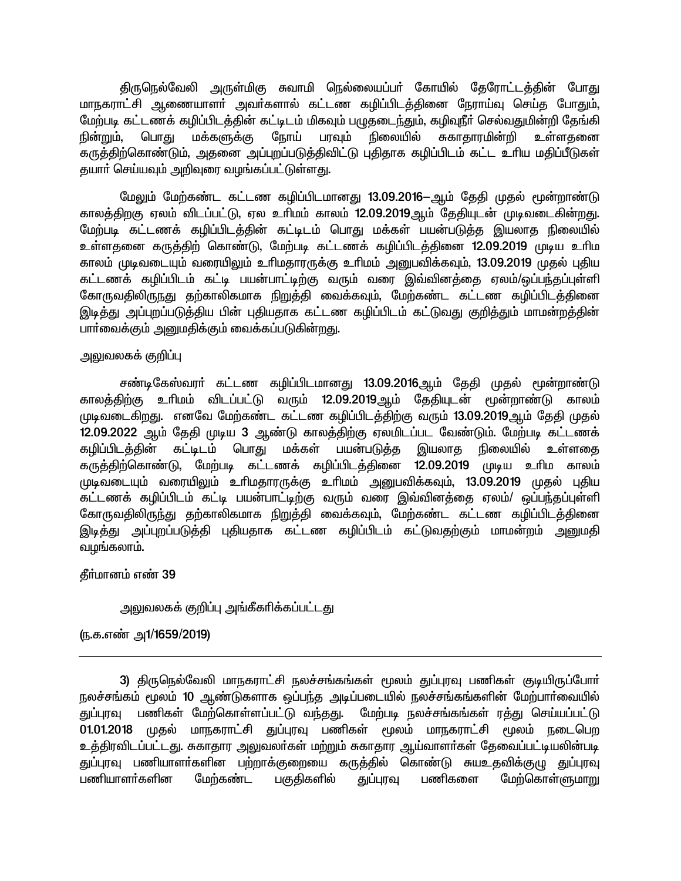திருநெல்வேலி அருள்மிகு சுவாமி நெல்லையப்பர் கோயில் தேரோட்டத்தின் போது மாநகராட்சி ஆணையாளர் அவர்களால் கட்டண கழிப்பிடத்தினை நேராய்வு செய்த போதும், மேற்படி கட்டணக் கழிப்பிடத்தின் கட்டிடம் மிகவும் பழுதடைந்தும், கழிவுநீர் செல்வதுமின்றி தேங்கி நின்றும், பொது மக்களுக்கு நோய் பரவும் நிலையில் சுகாதாரமின்றி உள்ளதனை கருத்திற்கொண்டும், அதனை அப்புறப்படுத்திவிட்டு புதிதாக கழிப்பிடம் கட்ட உரிய மதிப்பீடுகள் தயார் செய்யவும் அறிவுரை வழங்கப்பட்டுள்ளது.

மேலும் மேற்கண்ட கட்டண கழிப்பிடமானது 13.09.2016–ஆம் தேதி முதல் மூன்றாண்டு காலத்திறகு ஏலம் விடப்பட்டு, ஏல உரிமம் காலம் 12.09.2019ஆம் தேதியுடன் முடிவடைகின்றது. மேற்படி கட்டணக் கழிப்பிடத்தின் கட்டிடம் பொது மக்கள் பயன்படுத்த இயலாத நிலையில் உள்ளதனை கருத்திற் கொண்டு, மேற்படி கட்டணக் கழிப்பிடத்தினை 12.09.2019 முடிய உரிம காலம் முடிவடையும் வரையிலும் உரிமதாரருக்கு உரிமம் அனுபவிக்கவும், 13.09.2019 முதல் புதிய கட்டணக் கழிப்பிடம் கட்டி பயன்பாட்டிற்கு வரும் வரை இவ்வினத்தை ஏலம்/ஒப்பந்தப்புள்ளி கோருவதிலிருநது தற்காலிகமாக நிறுத்தி வைக்கவும், மேற்கண்ட கட்டண கழிப்பிடத்தினை இடித்து அப்புறப்படுத்திய பின் புதியதாக கட்டண கழிப்பிடம் கட்டுவது குறித்தும் மாமன்றத்தின் பார்வைக்கும் அனுமதிக்கும் வைக்கப்படுகின்றது.

அலுவலகக் குறிப்பு

சண்டிகேஸ்வரர் கட்டண கழிப்பிடமானது 13.09.2016ஆம் தேதி முதல் மூன்றாண்டு காலத்திற்கு உரிமம் விடப்பட்டு வரும் 12.09.2019ஆம் தேதியுடன் மூன்றாண்டு காலம் முடிவடைகிறது. எனவே மேற்கண்ட கட்டண கழிப்பிடத்திற்கு வரும் 13.09.2019ஆம் தேதி முதல் 12.09.2022 ஆம் தேதி முடிய 3 ஆண்டு காலத்திற்கு ஏலமிடப்பட வேண்டும். மேற்படி கட்டணக் கழிப்பிடத்தின் கட்டிடம் பொது மக்கள் பயன்படுத்த இயலாத நிலையில் உள்ளதை கருத்திற்கொண்டு, மேற்படி கட்டணக் கழிப்பிடத்தினை 12.09.2019 முடிய உரிம காலம் முடிவடையும் வரையிலும் உரிமதாரருக்கு உரிமம் அனுபவிக்கவும், 13.09.2019 முதல் புதிய கட்டணக் கழிப்பிடம் கட்டி பயன்பாட்டிற்கு வரும் வரை இவ்வினத்தை ஏலம்/ ஒப்பந்தப்புள்ளி கோருவதிலிருந்து தற்காலிகமாக நிறுத்தி வைக்கவும், மேற்கண்ட கட்டண கழிப்பிடத்தினை இடித்து அப்புறப்படுத்தி புதியதாக கட்டண கழிப்பிடம் கட்டுவதற்கும் மாமன்றம் அனுமதி வழங்கலாம்.

தீர்மானம் எண் 39

அலுவலகக் குறிப்பு அங்கீகரிக்கப்பட்டது

(ந.க.எண் அ1/1659/2019)

---

3) திருநெல்வேலி மாநகராட்சி நலச்சங்கங்கள் மூலம் துப்புரவு பணிகள் குடியிருப்போர் நலச்சங்கம் மூலம் 10 ஆண்டுகளாக ஒப்பந்த அடிப்படையில் நலச்சங்கங்களின் மேற்பார்வையில் துப்புரவு பணிகள் மேற்கொள்ளப்பட்டு வந்தது. மேற்படி நலச்சங்கங்கள் ரத்து செய்யப்பட்டு 01.01.2018 முதல் மாநகராட்சி துப்புரவு பணிகள் மூலம் மாநகராட்சி மூலம் நடைபெற உத்திரவிடப்பட்டது. சுகாதார அலுவலர்கள் மற்றும் சுகாதார ஆய்வாளர்கள் தேவைப்பட்டியலின்படி துப்புரவு பணியாளர்களின பற்றாக்குறையை கருத்தில் கொண்டு சுயஉதவிக்குழு துப்புரவு பணியாளர்களின மேற்கண்ட பகுதிகளில் துப்புரவு பணிகளை மேற்கொள்ளுமாறு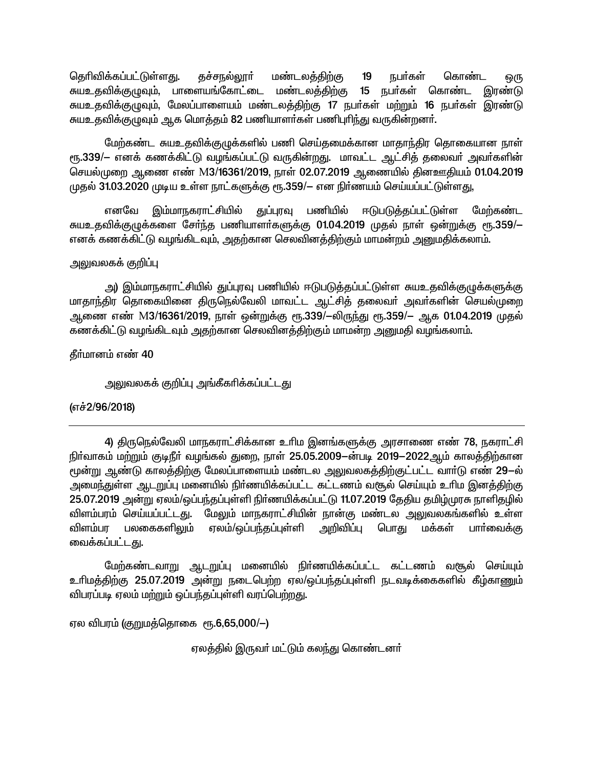தெரிவிக்கப்பட்டுள்ளது. தச்சநல்லூர் மண்டலத்திற்கு 19 நபர்கள் கொண்ட ஒரு சுயஉதவிக்குழுவும், பாளையங்கோட்டை மண்டலத்திற்கு 15 நபர்கள் கொண்ட இரண்டு சுயஉதவிக்குழுவும், மேலப்பாளையம் மண்டலத்திற்கு 17 நபர்கள் மற்றும் 16 நபர்கள் இரண்டு சுயஉதவிக்குழுவும் ஆக மொத்தம் 82 பணியாளர்கள் பணிபுரிந்து வருகின்றனர்.

மேற்கண்ட சுயஉதவிக்குழுக்களில் பணி செய்தமைக்கான மாதாந்திர தொகையான நாள் ரூ.339/– எனக் கணக்கிட்டு வழங்கப்பட்டு வருகின்றது. மாவட்ட ஆட்சித் தலைவர் அவர்களின் செயல்முறை ஆணை எண் M3/16361/2019, நாள் 02.07.2019 ஆணையில் தினஊதியம் 01.04.2019 முதல் 31.03.2020 முடிய உள்ள நாட்களுக்கு ரூ.359/– என நிர்ணயம் செய்யப்பட்டுள்ளது,

எனவே இம்மாநகராட்சியில் துப்புரவு பணியில் ஈடுபடுத்தப்பட்டுள்ள மேற்கண்ட சுயஉதவிக்குழுக்களை சேர்ந்த பணியாளர்களுக்கு 01.04.2019 முதல் நாள் ஒன்றுக்கு ரூ.359/– எனக் கணக்கிட்டு வழங்கிடவும், அதற்கான செலவினத்திற்கும் மாமன்றம் அனுமதிக்கலாம்.

அலுவலகக் குறிப்பு

அ) இம்மாநகராட்சியில் துப்புரவு பணியில் ஈடுபடுத்தப்பட்டுள்ள சுயஉதவிக்குழுக்களுக்கு மாதாந்திர தொகையினை திருநெல்வேலி மாவட்ட ஆட்சித் தலைவர் அவர்களின் செயல்முறை ஆணை எண் M3/16361/2019, நாள் ஒன்றுக்கு ரூ.339/–லிருந்து ரூ.359/– ஆக 01.04.2019 முதல் கணக்கிட்டு வழங்கிடவும் அதற்கான செலவினத்திற்கும் மாமன்ற அனுமதி வழங்கலாம்.

தீர்மானம் எண் 40

அலுவலகக் குறிப்பு அங்கீகரிக்கப்பட்டது

(எச்2/96/2018)

---

4) திருநெல்வேலி மாநகராட்சிக்கான உரிம இனங்களுக்கு அரசாணை எண் 78, நகராட்சி நிர்வாகம் மற்றும் குடிநீர் வழங்கல் துறை, நாள் 25.05.2009–ன்படி 2019–2022ஆம் காலத்திற்கான மூன்று ஆண்டு காலத்திற்கு மேலப்பாளையம் மண்டல அலுவலகத்திற்குட்பட்ட வார்டு எண் 29–ல் அமைந்துள்ள ஆடறுப்பு மனையில் நிர்ணயிக்கப்பட்ட கட்டணம் வசூல் செய்யும் உரிம இனத்திற்கு 25.07.2019 அன்று ஏலம்/ஒப்பந்தப்புள்ளி நிர்ணயிக்கப்பட்டு 11.07.2019 தேதிய தமிழ்முரசு நாளிதழில் விளம்பரம் செய்யப்பட்டது. மேலும் மாநகராட்சியின் நான்கு மண்டல அலுவலகங்களில் உள்ள விளம்பர பலகைகளிலும் ஏலம்/ஒப்பந்தப்புள்ளி அறிவிப்பு பொது மக்கள் பார்வைக்கு வைக்கப்பட்டது.

மேற்கண்டவாறு ஆடறுப்பு மனையில் நிர்ணயிக்கப்பட்ட கட்டணம் வசூல் செய்யும் உரிமத்திற்கு 25.07.2019 அன்று நடைபெற்ற ஏல/ஒப்பந்தப்புள்ளி நடவடிக்கைகளில் கீழ்காணும் விபரப்படி ஏலம் மற்றும் ஒப்பந்தப்புள்ளி வரப்பெற்றது.

ஏல விபரம் (குறுமத்தொகை ரூ.6,65,000/–)

ஏலத்தில் இருவர் மட்டும் கலந்து கொண்டனர்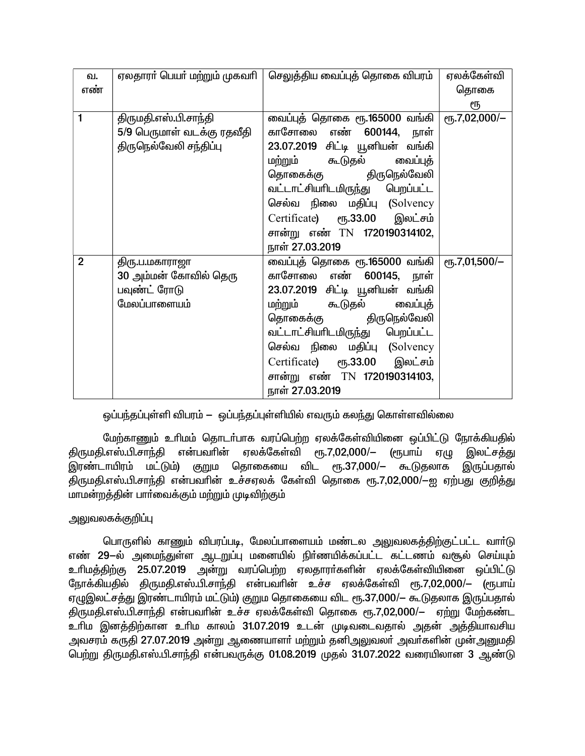| வ. எண் | ஏலதாரர் பெயர் மற்றும் முகவரி | செலுத்திய வைப்புத் தொகை விபரம் | ஏலக்கேள்வி தொகை ரூ |
|---|---|---|---|
| 1 | திருமதி.எஸ்.பி.சாந்தி<br>5/9 பெருமாள் வடக்கு ரதவீதி<br>திருநெல்வேலி சந்திப்பு | வைப்புத் தொகை ரூ.165000 வங்கி காசோலை எண் 600144, நாள் 23.07.2019 சிட்டி யூனியன் வங்கி மற்றும் கூடுதல் வைப்புத் தொகைக்கு திருநெல்வேலி வட்டாட்சியரிடமிருந்து பெறப்பட்ட செல்வ நிலை மதிப்பு (Solvency Certificate) ரூ.33.00 இலட்சம் சான்று எண் TN 1720190314102, நாள் 27.03.2019 | ரூ.7,02,000/– |
| 2 | திரு.ப.மகாராஜா<br>30 அம்மன் கோவில் தெரு<br>பவுண்ட் ரோடு<br>மேலப்பாளையம் | வைப்புத் தொகை ரூ.165000 வங்கி காசோலை எண் 600145, நாள் 23.07.2019 சிட்டி யூனியன் வங்கி மற்றும் கூடுதல் வைப்புத் தொகைக்கு திருநெல்வேலி வட்டாட்சியரிடமிருந்து பெறப்பட்ட செல்வ நிலை மதிப்பு (Solvency Certificate) ரூ.33.00 இலட்சம் சான்று எண் TN 1720190314103, நாள் 27.03.2019 | ரூ.7,01,500/– |

ஒப்பந்தப்புள்ளி விபரம் – ஒப்பந்தப்புள்ளியில் எவரும் கலந்து கொள்ளவில்லை

மேற்காணும் உரிமம் தொடர்பாக வரப்பெற்ற ஏலக்கேள்வியினை ஒப்பிட்டு நோக்கியதில் திருமதி.எஸ்.பி.சாந்தி என்பவரின் ஏலக்கேள்வி ரூ.7,02,000/– (ரூபாய் ஏழு இலட்சத்து இரண்டாயிரம் மட்டும்) குறும தொகையை விட ரூ.37,000/– கூடுதலாக இருப்பதால் திருமதி.எஸ்.பி.சாந்தி என்பவரின் உச்சஏலக் கேள்வி தொகை ரூ.7,02,000/–ஐ ஏற்பது குறித்து மாமன்றத்தின் பார்வைக்கும் மற்றும் முடிவிற்கும்

அலுவலகக்குறிப்பு

பொருளில் காணும் விபரப்படி, மேலப்பாளையம் மண்டல அலுவலகத்திற்குட்பட்ட வார்டு எண் 29–ல் அமைந்துள்ள ஆடறுப்பு மனையில் நிர்ணயிக்கப்பட்ட கட்டணம் வசூல் செய்யும் உரிமத்திற்கு 25.07.2019 அன்று வரப்பெற்ற ஏலதாரர்களின் ஏலக்கேள்வியினை ஒப்பிட்டு நோக்கியதில் திருமதி.எஸ்.பி.சாந்தி என்பவரின் உச்ச ஏலக்கேள்வி ரூ.7,02,000/– (ரூபாய் ஏழுஇலட்சத்து இரண்டாயிரம் மட்டும்) குறும தொகையை விட ரூ.37,000/– கூடுதலாக இருப்பதால் திருமதி.எஸ்.பி.சாந்தி என்பவரின் உச்ச ஏலக்கேள்வி தொகை ரூ.7,02,000/– ஏற்று மேற்கண்ட உரிம இனத்திற்கான உரிம காலம் 31.07.2019 உடன் முடிவடைவதால் அதன் அத்தியாவசிய அவசரம் கருதி 27.07.2019 அன்று ஆணையாளர் மற்றும் தனிஅலுவலர் அவர்களின் முன்அனுமதி பெற்று திருமதி.எஸ்.பி.சாந்தி என்பவருக்கு 01.08.2019 முதல் 31.07.2022 வரையிலான 3 ஆண்டு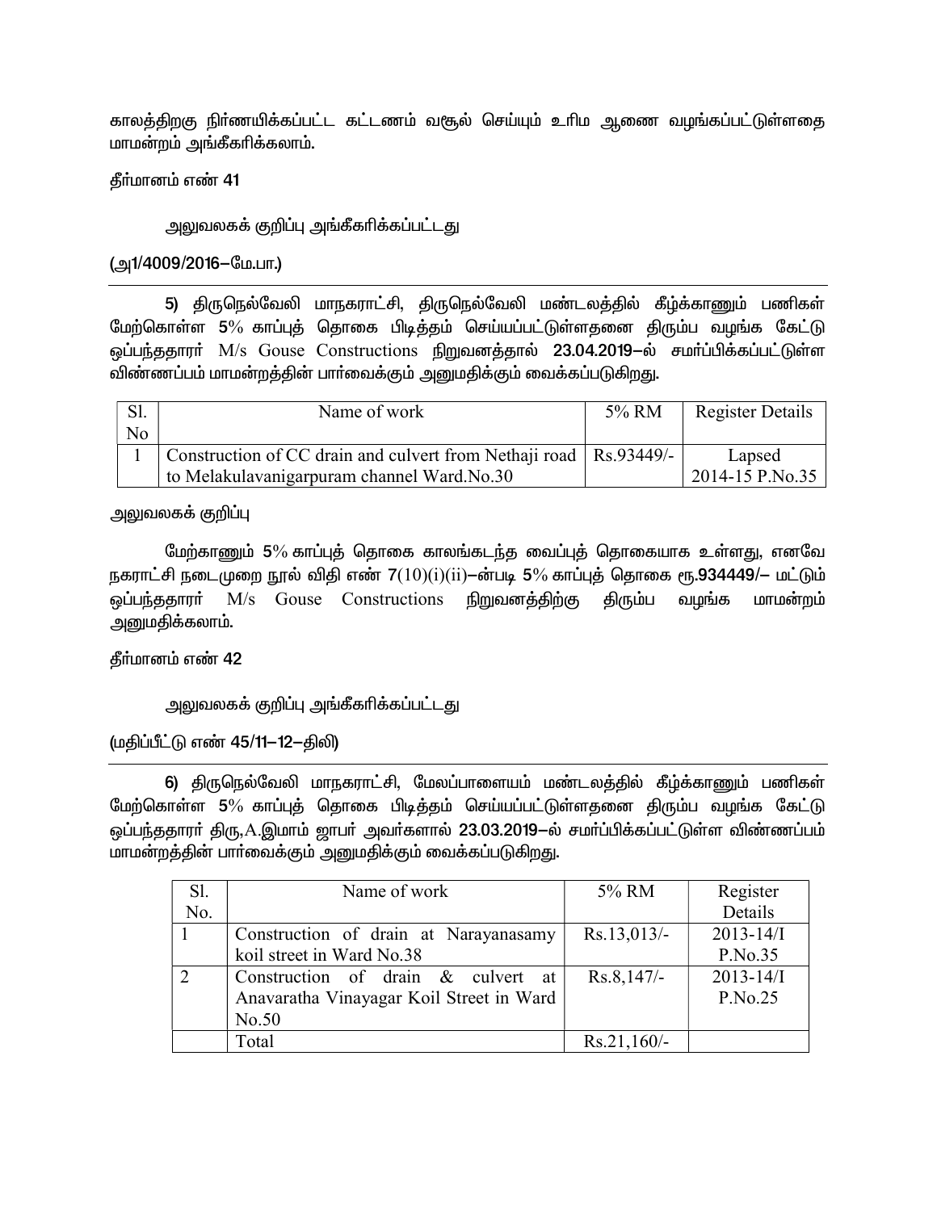காலத்திறகு நிர்ணயிக்கப்பட்ட கட்டணம் வசூல் செய்யும் உரிம ஆணை வழங்கப்பட்டுள்ளதை மாமன்றம் அங்கீகரிக்கலாம்.

தீர்மானம் எண் 41

அலுவலகக் குறிப்பு அங்கீகரிக்கப்பட்டது

(அ1/4009/2016–மே.பா.)

---

**5)** திருநெல்வேலி மாநகராட்சி, திருநெல்வேலி மண்டலத்தில் கீழ்க்காணும் பணிகள் மேற்கொள்ள 5% காப்புத் தொகை பிடித்தம் செய்யப்பட்டுள்ளதனை திரும்ப வழங்க கேட்டு ஒப்பந்ததாரர் M/s Gouse Constructions நிறுவனத்தால் 23.04.2019–ல் சமர்ப்பிக்கப்பட்டுள்ள விண்ணப்பம் மாமன்றத்தின் பார்வைக்கும் அனுமதிக்கும் வைக்கப்படுகிறது.

| Sl. No | Name of work | 5% RM | Register Details |
|---|---|---|---|
| 1 | Construction of CC drain and culvert from Nethaji road to Melakulavanigarpuram channel Ward.No.30 | Rs.93449/- | Lapsed 2014-15 P.No.35 |

அலுவலகக் குறிப்பு

மேற்காணும் 5% காப்புத் தொகை காலங்கடந்த வைப்புத் தொகையாக உள்ளது, எனவே நகராட்சி நடைமுறை நூல் விதி எண் 7(10)(i)(ii)–ன்படி 5% காப்புத் தொகை ரூ.934449/– மட்டும் ஒப்பந்ததாரர் M/s Gouse Constructions நிறுவனத்திற்கு திரும்ப வழங்க மாமன்றம் அனுமதிக்கலாம்.

தீர்மானம் எண் 42

அலுவலகக் குறிப்பு அங்கீகரிக்கப்பட்டது

(மதிப்பீட்டு எண் 45/11–12–திலி)

---

**6)** திருநெல்வேலி மாநகராட்சி, மேலப்பாளையம் மண்டலத்தில் கீழ்க்காணும் பணிகள் மேற்கொள்ள 5% காப்புத் தொகை பிடித்தம் செய்யப்பட்டுள்ளதனை திரும்ப வழங்க கேட்டு ஒப்பந்ததாரர் திரு,A.இமாம் ஜாபர் அவர்களால் 23.03.2019–ல் சமர்ப்பிக்கப்பட்டுள்ள விண்ணப்பம் மாமன்றத்தின் பார்வைக்கும் அனுமதிக்கும் வைக்கப்படுகிறது.

| Sl. No. | Name of work | 5% RM | Register Details |
|---|---|---|---|
| 1 | Construction of drain at Narayanasamy koil street in Ward No.38 | Rs.13,013/- | 2013-14/I P.No.35 |
| 2 | Construction of drain & culvert at Anavaratha Vinayagar Koil Street in Ward No.50 | Rs.8,147/- | 2013-14/I P.No.25 |
| | Total | Rs.21,160/- | |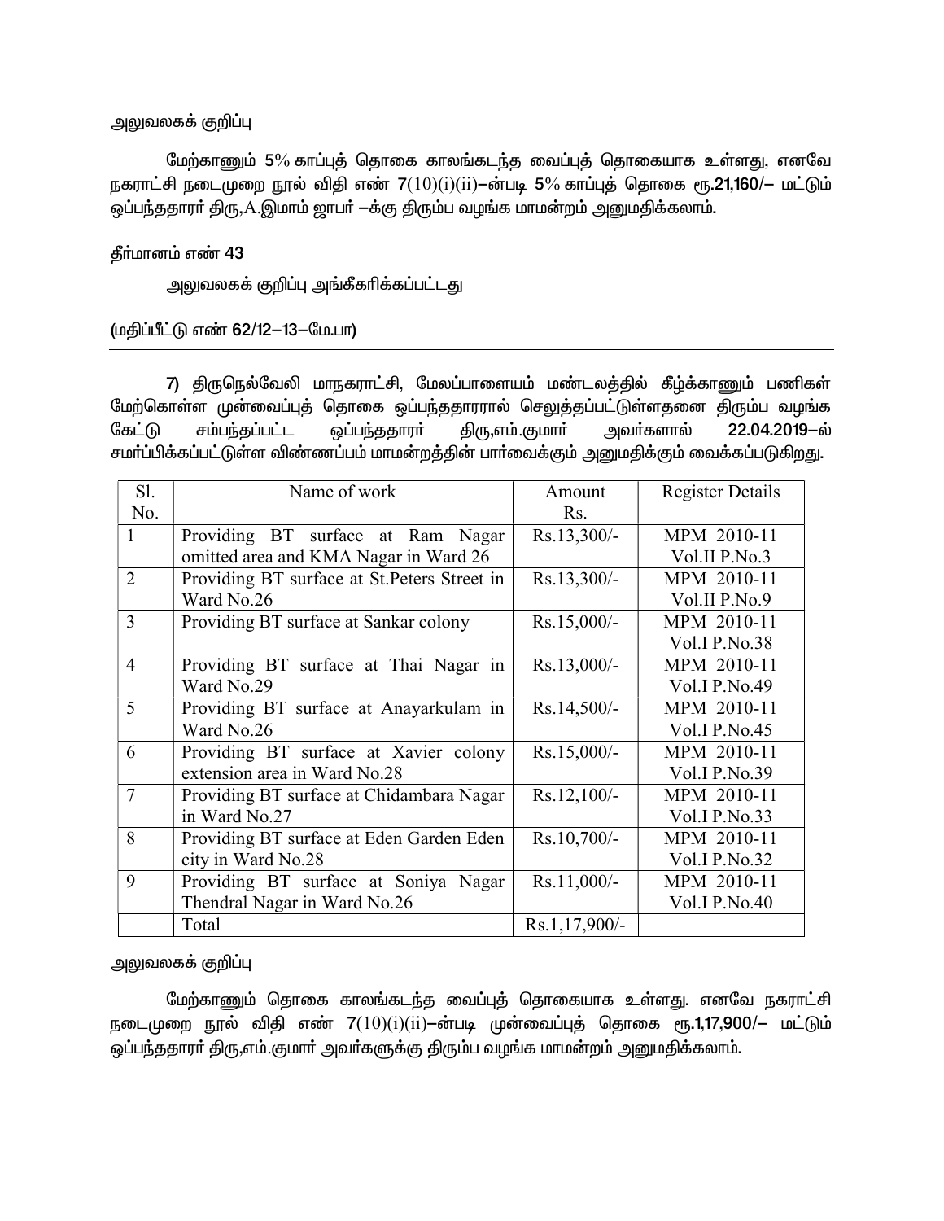அலுவலகக் குறிப்பு

மேற்காணும் 5% காப்புத் தொகை காலங்கடந்த வைப்புத் தொகையாக உள்ளது, எனவே நகராட்சி நடைமுறை நூல் விதி எண் 7(10)(i)(ii)–ன்படி 5% காப்புத் தொகை ரூ.21,160/– மட்டும் ஒப்பந்ததாரர் திரு,A.இமாம் ஜாபர் –க்கு திரும்ப வழங்க மாமன்றம் அனுமதிக்கலாம்.

தீர்மானம் எண் 43

அலுவலகக் குறிப்பு அங்கீகரிக்கப்பட்டது

(மதிப்பீட்டு எண் 62/12–13–மே.பா)

---

7) திருநெல்வேலி மாநகராட்சி, மேலப்பாளையம் மண்டலத்தில் கீழ்க்காணும் பணிகள் மேற்கொள்ள முன்வைப்புத் தொகை ஒப்பந்ததாரரால் செலுத்தப்பட்டுள்ளதனை திரும்ப வழங்க கேட்டு சம்பந்தப்பட்ட ஒப்பந்ததாரர் திரு,எம்.குமார் அவர்களால் 22.04.2019–ல் சமர்ப்பிக்கப்பட்டுள்ள விண்ணப்பம் மாமன்றத்தின் பார்வைக்கும் அனுமதிக்கும் வைக்கப்படுகிறது.

| Sl. No. | Name of work | Amount Rs. | Register Details |
|---|---|---|---|
| 1 | Providing BT surface at Ram Nagar omitted area and KMA Nagar in Ward 26 | Rs.13,300/- | MPM 2010-11 Vol.II P.No.3 |
| 2 | Providing BT surface at St.Peters Street in Ward No.26 | Rs.13,300/- | MPM 2010-11 Vol.II P.No.9 |
| 3 | Providing BT surface at Sankar colony | Rs.15,000/- | MPM 2010-11 Vol.I P.No.38 |
| 4 | Providing BT surface at Thai Nagar in Ward No.29 | Rs.13,000/- | MPM 2010-11 Vol.I P.No.49 |
| 5 | Providing BT surface at Anayarkulam in Ward No.26 | Rs.14,500/- | MPM 2010-11 Vol.I P.No.45 |
| 6 | Providing BT surface at Xavier colony extension area in Ward No.28 | Rs.15,000/- | MPM 2010-11 Vol.I P.No.39 |
| 7 | Providing BT surface at Chidambara Nagar in Ward No.27 | Rs.12,100/- | MPM 2010-11 Vol.I P.No.33 |
| 8 | Providing BT surface at Eden Garden Eden city in Ward No.28 | Rs.10,700/- | MPM 2010-11 Vol.I P.No.32 |
| 9 | Providing BT surface at Soniya Nagar Thendral Nagar in Ward No.26 | Rs.11,000/- | MPM 2010-11 Vol.I P.No.40 |
| | Total | Rs.1,17,900/- | |

அலுவலகக் குறிப்பு

மேற்காணும் தொகை காலங்கடந்த வைப்புத் தொகையாக உள்ளது. எனவே நகராட்சி நடைமுறை நூல் விதி எண் 7(10)(i)(ii)–ன்படி முன்வைப்புத் தொகை ரூ.1,17,900/– மட்டும் ஒப்பந்ததாரர் திரு,எம்.குமார் அவர்களுக்கு திரும்ப வழங்க மாமன்றம் அனுமதிக்கலாம்.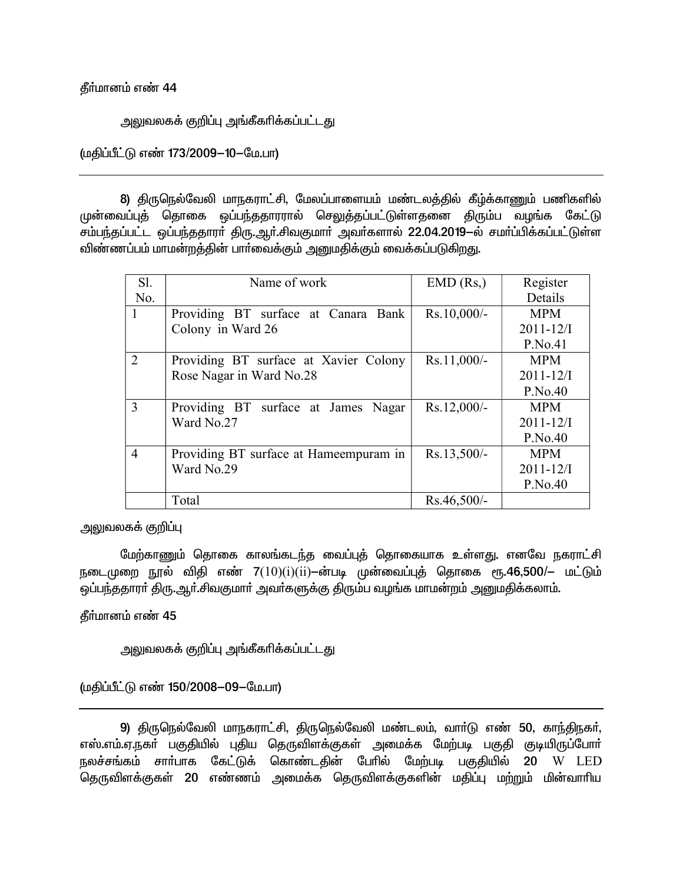தீர்மானம் எண் 44

அலுவலகக் குறிப்பு அங்கீகரிக்கப்பட்டது

(மதிப்பீட்டு எண் 173/2009–10–மே.பா)

---

8) திருநெல்வேலி மாநகராட்சி, மேலப்பாளையம் மண்டலத்தில் கீழ்க்காணும் பணிகளில் முன்வைப்புத் தொகை ஒப்பந்ததாரரால் செலுத்தப்பட்டுள்ளதனை திரும்ப வழங்க கேட்டு சம்பந்தப்பட்ட ஒப்பந்ததாரர் திரு.ஆர்.சிவகுமார் அவர்களால் 22.04.2019–ல் சமர்ப்பிக்கப்பட்டுள்ள விண்ணப்பம் மாமன்றத்தின் பார்வைக்கும் அனுமதிக்கும் வைக்கப்படுகிறது.

| Sl. No. | Name of work | EMD (Rs,) | Register Details |
|---|---|---|---|
| 1 | Providing BT surface at Canara Bank Colony in Ward 26 | Rs.10,000/- | MPM 2011-12/I P.No.41 |
| 2 | Providing BT surface at Xavier Colony Rose Nagar in Ward No.28 | Rs.11,000/- | MPM 2011-12/I P.No.40 |
| 3 | Providing BT surface at James Nagar Ward No.27 | Rs.12,000/- | MPM 2011-12/I P.No.40 |
| 4 | Providing BT surface at Hameempuram in Ward No.29 | Rs.13,500/- | MPM 2011-12/I P.No.40 |
| | Total | Rs.46,500/- | |

அலுவலகக் குறிப்பு

மேற்காணும் தொகை காலங்கடந்த வைப்புத் தொகையாக உள்ளது. எனவே நகராட்சி நடைமுறை நூல் விதி எண் 7(10)(i)(ii)–ன்படி முன்வைப்புத் தொகை ரூ.46,500/– மட்டும் ஒப்பந்ததாரர் திரு.ஆர்.சிவகுமார் அவர்களுக்கு திரும்ப வழங்க மாமன்றம் அனுமதிக்கலாம்.

தீர்மானம் எண் 45

அலுவலகக் குறிப்பு அங்கீகரிக்கப்பட்டது

(மதிப்பீட்டு எண் 150/2008–09–மே.பா)

---

9) திருநெல்வேலி மாநகராட்சி, திருநெல்வேலி மண்டலம், வார்டு எண் 50, காந்திநகர், எஸ்.எம்.ஏ.நகர் பகுதியில் புதிய தெருவிளக்குகள் அமைக்க மேற்படி பகுதி குடியிருப்போர் நலச்சங்கம் சார்பாக கேட்டுக் கொண்டதின் பேரில் மேற்படி பகுதியில் 20 W LED தெருவிளக்குகள் 20 எண்ணம் அமைக்க தெருவிளக்குகளின் மதிப்பு மற்றும் மின்வாரிய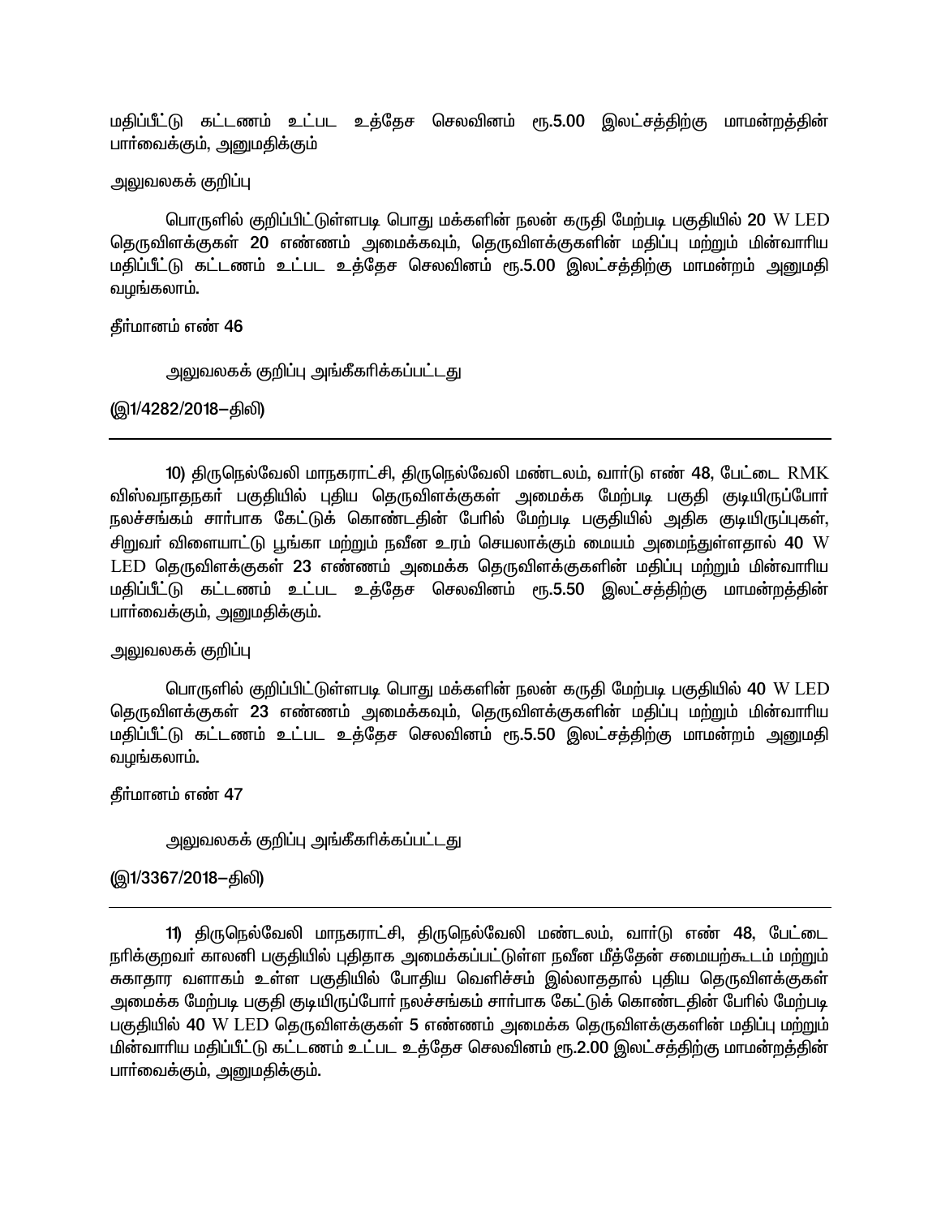மதிப்பீட்டு கட்டணம் உட்பட உத்தேச செலவினம் ரூ.5.00 இலட்சத்திற்கு மாமன்றத்தின் பார்வைக்கும், அனுமதிக்கும்

அலுவலகக் குறிப்பு

பொருளில் குறிப்பிட்டுள்ளபடி பொது மக்களின் நலன் கருதி மேற்படி பகுதியில் 20 W LED தெருவிளக்குகள் 20 எண்ணம் அமைக்கவும், தெருவிளக்குகளின் மதிப்பு மற்றும் மின்வாரிய மதிப்பீட்டு கட்டணம் உட்பட உத்தேச செலவினம் ரூ.5.00 இலட்சத்திற்கு மாமன்றம் அனுமதி வழங்கலாம்.

தீர்மானம் எண் 46

அலுவலகக் குறிப்பு அங்கீகரிக்கப்பட்டது

(இ1/4282/2018–திலி)

---

10) திருநெல்வேலி மாநகராட்சி, திருநெல்வேலி மண்டலம், வார்டு எண் 48, பேட்டை RMK விஸ்வநாதநகர் பகுதியில் புதிய தெருவிளக்குகள் அமைக்க மேற்படி பகுதி குடியிருப்போர் நலச்சங்கம் சார்பாக கேட்டுக் கொண்டதின் பேரில் மேற்படி பகுதியில் அதிக குடியிருப்புகள், சிறுவர் விளையாட்டு பூங்கா மற்றும் நவீன உரம் செயலாக்கும் மையம் அமைந்துள்ளதால் 40 W LED தெருவிளக்குகள் 23 எண்ணம் அமைக்க தெருவிளக்குகளின் மதிப்பு மற்றும் மின்வாரிய மதிப்பீட்டு கட்டணம் உட்பட உத்தேச செலவினம் ரூ.5.50 இலட்சத்திற்கு மாமன்றத்தின் பார்வைக்கும், அனுமதிக்கும்.

அலுவலகக் குறிப்பு

பொருளில் குறிப்பிட்டுள்ளபடி பொது மக்களின் நலன் கருதி மேற்படி பகுதியில் 40 W LED தெருவிளக்குகள் 23 எண்ணம் அமைக்கவும், தெருவிளக்குகளின் மதிப்பு மற்றும் மின்வாரிய மதிப்பீட்டு கட்டணம் உட்பட உத்தேச செலவினம் ரூ.5.50 இலட்சத்திற்கு மாமன்றம் அனுமதி வழங்கலாம்.

தீர்மானம் எண் 47

அலுவலகக் குறிப்பு அங்கீகரிக்கப்பட்டது

(இ1/3367/2018–திலி)

---

11) திருநெல்வேலி மாநகராட்சி, திருநெல்வேலி மண்டலம், வார்டு எண் 48, பேட்டை நரிக்குறவர் காலனி பகுதியில் புதிதாக அமைக்கப்பட்டுள்ள நவீன மீத்தேன் சமையற்கூடம் மற்றும் சுகாதார வளாகம் உள்ள பகுதியில் போதிய வெளிச்சம் இல்லாததால் புதிய தெருவிளக்குகள் அமைக்க மேற்படி பகுதி குடியிருப்போர் நலச்சங்கம் சார்பாக கேட்டுக் கொண்டதின் பேரில் மேற்படி பகுதியில் 40 W LED தெருவிளக்குகள் 5 எண்ணம் அமைக்க தெருவிளக்குகளின் மதிப்பு மற்றும் மின்வாரிய மதிப்பீட்டு கட்டணம் உட்பட உத்தேச செலவினம் ரூ.2.00 இலட்சத்திற்கு மாமன்றத்தின் பார்வைக்கும், அனுமதிக்கும்.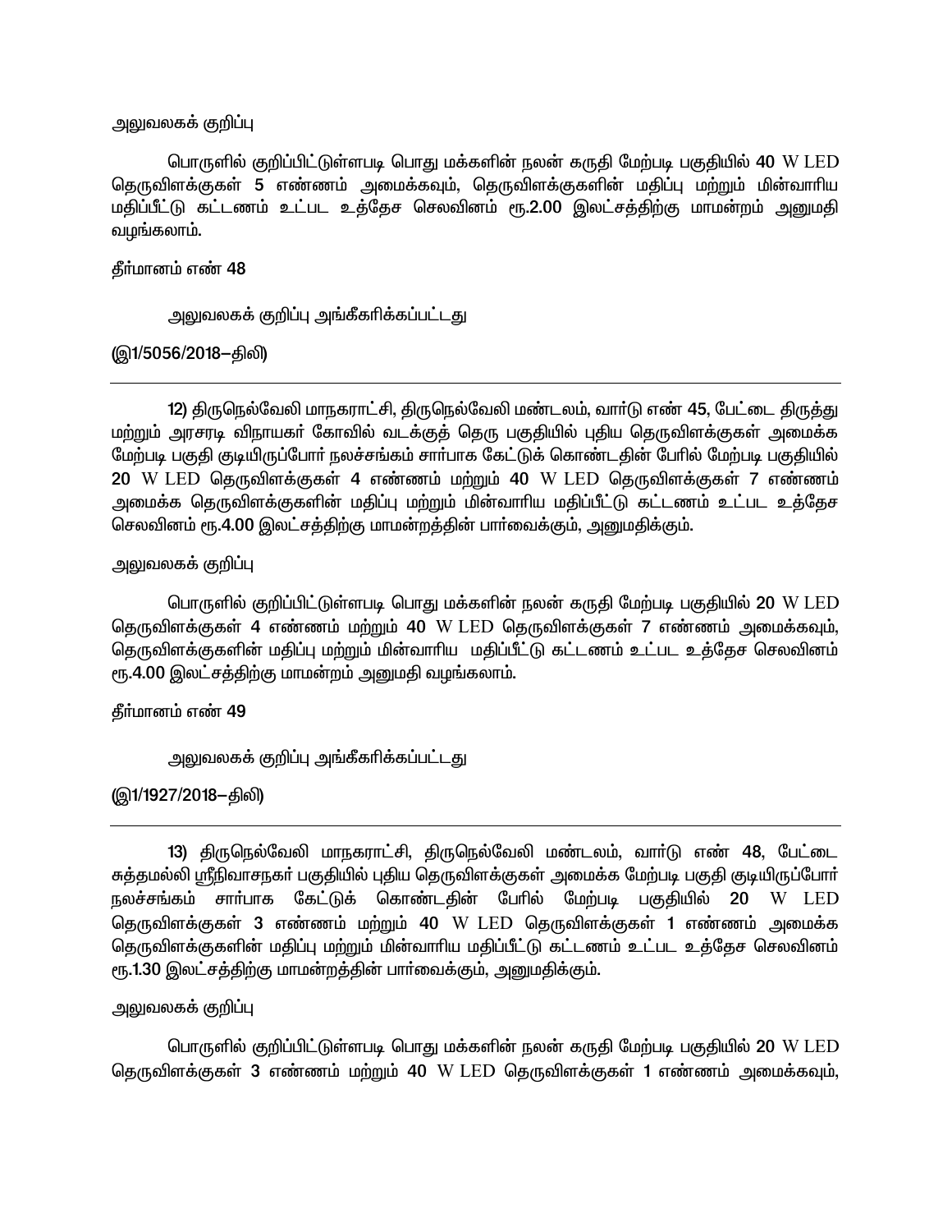அலுவலகக் குறிப்பு

பொருளில் குறிப்பிட்டுள்ளபடி பொது மக்களின் நலன் கருதி மேற்படி பகுதியில் 40 W LED தெருவிளக்குகள் 5 எண்ணம் அமைக்கவும், தெருவிளக்குகளின் மதிப்பு மற்றும் மின்வாரிய மதிப்பீட்டு கட்டணம் உட்பட உத்தேச செலவினம் ரூ.2.00 இலட்சத்திற்கு மாமன்றம் அனுமதி வழங்கலாம்.

தீர்மானம் எண் 48

அலுவலகக் குறிப்பு அங்கீகரிக்கப்பட்டது

(இ1/5056/2018–திலி)

---

12) திருநெல்வேலி மாநகராட்சி, திருநெல்வேலி மண்டலம், வார்டு எண் 45, பேட்டை திருத்து மற்றும் அரசரடி விநாயகர் கோவில் வடக்குத் தெரு பகுதியில் புதிய தெருவிளக்குகள் அமைக்க மேற்படி பகுதி குடியிருப்போர் நலச்சங்கம் சார்பாக கேட்டுக் கொண்டதின் பேரில் மேற்படி பகுதியில் 20 W LED தெருவிளக்குகள் 4 எண்ணம் மற்றும் 40 W LED தெருவிளக்குகள் 7 எண்ணம் அமைக்க தெருவிளக்குகளின் மதிப்பு மற்றும் மின்வாரிய மதிப்பீட்டு கட்டணம் உட்பட உத்தேச செலவினம் ரூ.4.00 இலட்சத்திற்கு மாமன்றத்தின் பார்வைக்கும், அனுமதிக்கும்.

அலுவலகக் குறிப்பு

பொருளில் குறிப்பிட்டுள்ளபடி பொது மக்களின் நலன் கருதி மேற்படி பகுதியில் 20 W LED தெருவிளக்குகள் 4 எண்ணம் மற்றும் 40 W LED தெருவிளக்குகள் 7 எண்ணம் அமைக்கவும், தெருவிளக்குகளின் மதிப்பு மற்றும் மின்வாரிய மதிப்பீட்டு கட்டணம் உட்பட உத்தேச செலவினம் ரூ.4.00 இலட்சத்திற்கு மாமன்றம் அனுமதி வழங்கலாம்.

தீர்மானம் எண் 49

அலுவலகக் குறிப்பு அங்கீகரிக்கப்பட்டது

(இ1/1927/2018–திலி)

---

13) திருநெல்வேலி மாநகராட்சி, திருநெல்வேலி மண்டலம், வார்டு எண் 48, பேட்டை சுத்தமல்லி ஸ்ரீநிவாசநகர் பகுதியில் புதிய தெருவிளக்குகள் அமைக்க மேற்படி பகுதி குடியிருப்போர் நலச்சங்கம் சார்பாக கேட்டுக் கொண்டதின் பேரில் மேற்படி பகுதியில் 20 W LED தெருவிளக்குகள் 3 எண்ணம் மற்றும் 40 W LED தெருவிளக்குகள் 1 எண்ணம் அமைக்க தெருவிளக்குகளின் மதிப்பு மற்றும் மின்வாரிய மதிப்பீட்டு கட்டணம் உட்பட உத்தேச செலவினம் ரூ.1.30 இலட்சத்திற்கு மாமன்றத்தின் பார்வைக்கும், அனுமதிக்கும்.

அலுவலகக் குறிப்பு

பொருளில் குறிப்பிட்டுள்ளபடி பொது மக்களின் நலன் கருதி மேற்படி பகுதியில் 20 W LED தெருவிளக்குகள் 3 எண்ணம் மற்றும் 40 W LED தெருவிளக்குகள் 1 எண்ணம் அமைக்கவும்,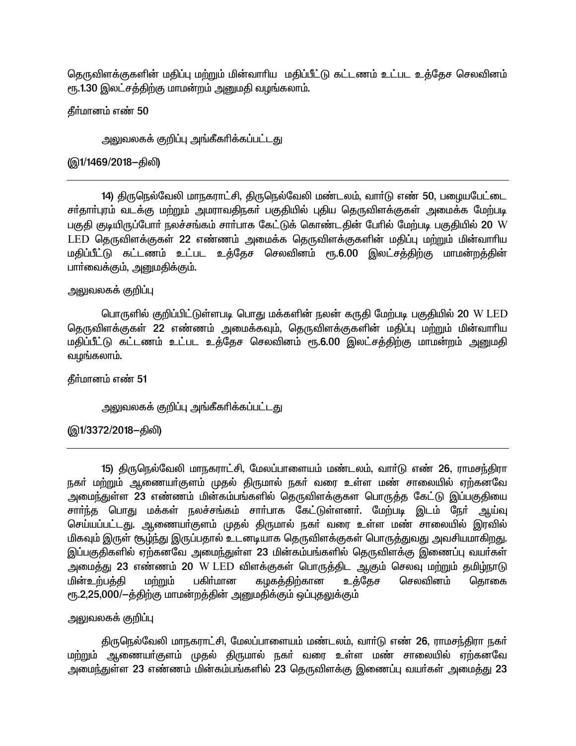தெருவிளக்குகளின் மதிப்பு மற்றும் மின்வாரிய மதிப்பீட்டு கட்டணம் உட்பட உத்தேச செலவினம் ரூ.1.30 இலட்சத்திற்கு மாமன்றம் அனுமதி வழங்கலாம்.

தீர்மானம் எண் 50

அலுவலகக் குறிப்பு அங்கீகரிக்கப்பட்டது

(இ1/1469/2018–திலி)

---

14) திருநெல்வேலி மாநகராட்சி, திருநெல்வேலி மண்டலம், வார்டு எண் 50, பழையபேட்டை சர்தார்புரம் வடக்கு மற்றும் அமராவதிநகர் பகுதியில் புதிய தெருவிளக்குகள் அமைக்க மேற்படி பகுதி குடியிருப்போர் நலச்சங்கம் சார்பாக கேட்டுக் கொண்டதின் பேரில் மேற்படி பகுதியில் 20 W LED தெருவிளக்குகள் 22 எண்ணம் அமைக்க தெருவிளக்குகளின் மதிப்பு மற்றும் மின்வாரிய மதிப்பீட்டு கட்டணம் உட்பட உத்தேச செலவினம் ரூ.6.00 இலட்சத்திற்கு மாமன்றத்தின் பார்வைக்கும், அனுமதிக்கும்.

அலுவலகக் குறிப்பு

பொருளில் குறிப்பிட்டுள்ளபடி பொது மக்களின் நலன் கருதி மேற்படி பகுதியில் 20 W LED தெருவிளக்குகள் 22 எண்ணம் அமைக்கவும், தெருவிளக்குகளின் மதிப்பு மற்றும் மின்வாரிய மதிப்பீட்டு கட்டணம் உட்பட உத்தேச செலவினம் ரூ.6.00 இலட்சத்திற்கு மாமன்றம் அனுமதி வழங்கலாம்.

தீர்மானம் எண் 51

அலுவலகக் குறிப்பு அங்கீகரிக்கப்பட்டது

(இ1/3372/2018–திலி)

---

15) திருநெல்வேலி மாநகராட்சி, மேலப்பாளையம் மண்டலம், வார்டு எண் 26, ராமசந்திரா நகர் மற்றும் ஆணையர்குளம் முதல் திருமால் நகர் வரை உள்ள மண் சாலையில் ஏற்கனவே அமைந்துள்ள 23 எண்ணம் மின்கம்பங்களில் தெருவிளக்குகள பொருத்த கேட்டு இப்பகுதியை சார்ந்த பொது மக்கள் நலச்சங்கம் சார்பாக கேட்டுள்ளனர். மேற்படி இடம் நேர் ஆய்வு செய்யப்பட்டது. ஆணையர்குளம் முதல் திருமால் நகர் வரை உள்ள மண் சாலையில் இரவில் மிகவும் இருள் சூழ்ந்து இருப்பதால் உடனடியாக தெருவிளக்குகள் பொருத்துவது அவசியமாகிறது. இப்பகுதிகளில் ஏற்கனவே அமைந்துள்ள 23 மின்கம்பங்களில் தெருவிளக்கு இணைப்பு வயர்கள் அமைத்து 23 எண்ணம் 20 W LED விளக்குகள் பொருத்திட ஆகும் செலவு மற்றும் தமிழ்நாடு மின்உற்பத்தி மற்றும் பகிர்மான கழகத்திற்கான உத்தேச செலவினம் தொகை ரூ.2,25,000/–த்திற்கு மாமன்றத்தின் அனுமதிக்கும் ஒப்புதலுக்கும்

அலுவலகக் குறிப்பு

திருநெல்வேலி மாநகராட்சி, மேலப்பாளையம் மண்டலம், வார்டு எண் 26, ராமசந்திரா நகர் மற்றும் ஆணையர்குளம் முதல் திருமால் நகர் வரை உள்ள மண் சாலையில் ஏற்கனவே அமைந்துள்ள 23 எண்ணம் மின்கம்பங்களில் 23 தெருவிளக்கு இணைப்பு வயர்கள் அமைத்து 23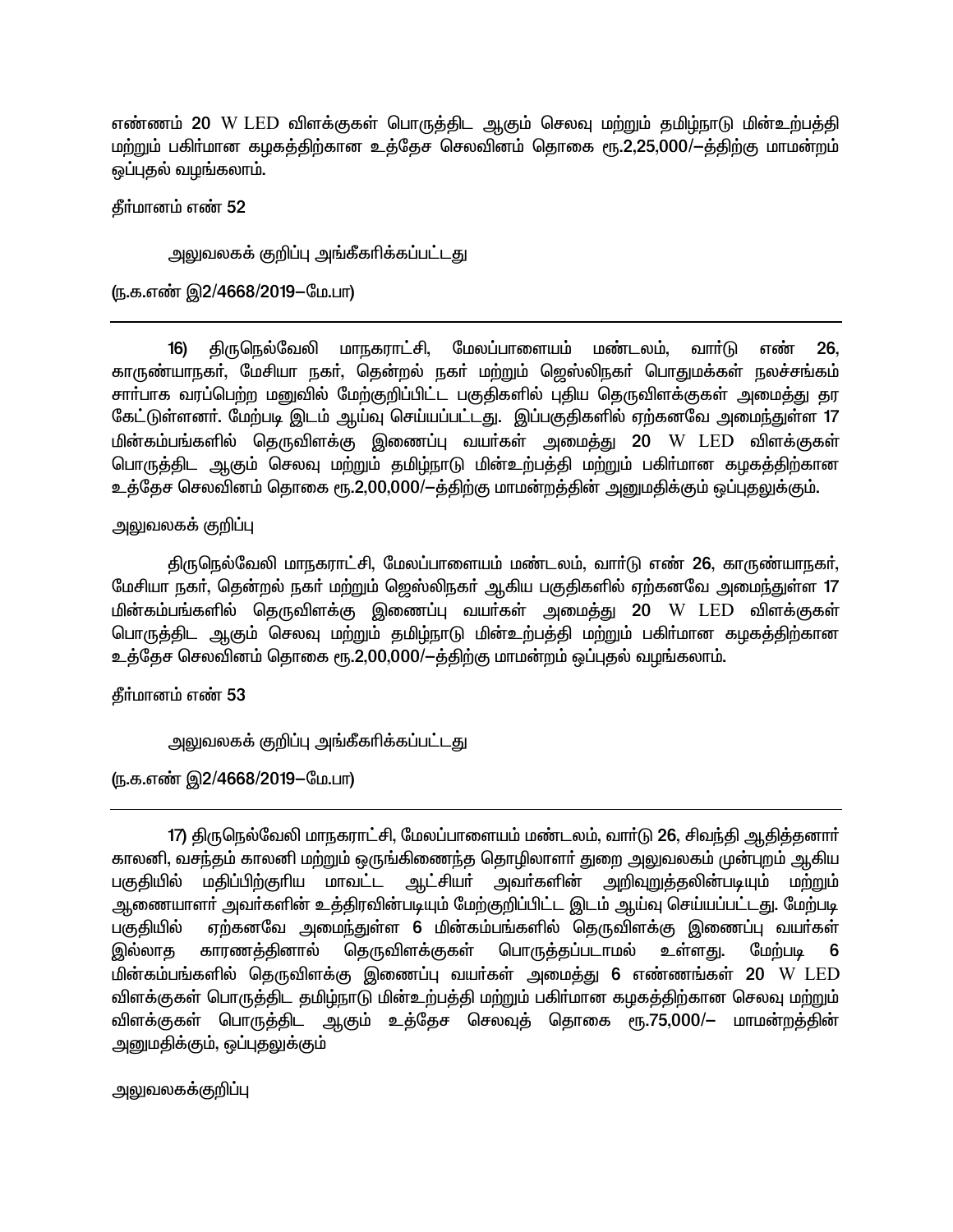எண்ணம் 20 W LED விளக்குகள் பொருத்திட ஆகும் செலவு மற்றும் தமிழ்நாடு மின்உற்பத்தி மற்றும் பகிர்மான கழகத்திற்கான உத்தேச செலவினம் தொகை ரூ.2,25,000/—த்திற்கு மாமன்றம் ஒப்புதல் வழங்கலாம்.

தீர்மானம் எண் 52

அலுவலகக் குறிப்பு அங்கீகரிக்கப்பட்டது

(ந.க.எண் இ2/4668/2019—மே.பா)

---

16) திருநெல்வேலி மாநகராட்சி, மேலப்பாளையம் மண்டலம், வார்டு எண் 26, காருண்யாநகர், மேசியா நகர், தென்றல் நகர் மற்றும் ஜெஸ்லிநகர் பொதுமக்கள் நலச்சங்கம் சார்பாக வரப்பெற்ற மனுவில் மேற்குறிப்பிட்ட பகுதிகளில் புதிய தெருவிளக்குகள் அமைத்து தர கேட்டுள்ளனர். மேற்படி இடம் ஆய்வு செய்யப்பட்டது. இப்பகுதிகளில் ஏற்கனவே அமைந்துள்ள 17 மின்கம்பங்களில் தெருவிளக்கு இணைப்பு வயர்கள் அமைத்து 20 W LED விளக்குகள் பொருத்திட ஆகும் செலவு மற்றும் தமிழ்நாடு மின்உற்பத்தி மற்றும் பகிர்மான கழகத்திற்கான உத்தேச செலவினம் தொகை ரூ.2,00,000/—த்திற்கு மாமன்றத்தின் அனுமதிக்கும் ஒப்புதலுக்கும்.

அலுவலகக் குறிப்பு

திருநெல்வேலி மாநகராட்சி, மேலப்பாளையம் மண்டலம், வார்டு எண் 26, காருண்யாநகர், மேசியா நகர், தென்றல் நகர் மற்றும் ஜெஸ்லிநகர் ஆகிய பகுதிகளில் ஏற்கனவே அமைந்துள்ள 17 மின்கம்பங்களில் தெருவிளக்கு இணைப்பு வயர்கள் அமைத்து 20 W LED விளக்குகள் பொருத்திட ஆகும் செலவு மற்றும் தமிழ்நாடு மின்உற்பத்தி மற்றும் பகிர்மான கழகத்திற்கான உத்தேச செலவினம் தொகை ரூ.2,00,000/—த்திற்கு மாமன்றம் ஒப்புதல் வழங்கலாம்.

தீர்மானம் எண் 53

அலுவலகக் குறிப்பு அங்கீகரிக்கப்பட்டது

(ந.க.எண் இ2/4668/2019—மே.பா)

---

17) திருநெல்வேலி மாநகராட்சி, மேலப்பாளையம் மண்டலம், வார்டு 26, சிவந்தி ஆதித்தனார் காலனி, வசந்தம் காலனி மற்றும் ஒருங்கிணைந்த தொழிலாளர் துறை அலுவலகம் முன்புறம் ஆகிய பகுதியில் மதிப்பிற்குரிய மாவட்ட ஆட்சியர் அவர்களின் அறிவுறுத்தலின்படியும் மற்றும் ஆணையாளர் அவர்களின் உத்திரவின்படியும் மேற்குறிப்பிட்ட இடம் ஆய்வு செய்யப்பட்டது. மேற்படி பகுதியில் ஏற்கனவே அமைந்துள்ள 6 மின்கம்பங்களில் தெருவிளக்கு இணைப்பு வயர்கள் இல்லாத காரணத்தினால் தெருவிளக்குகள் பொருத்தப்படாமல் உள்ளது. மேற்படி 6 மின்கம்பங்களில் தெருவிளக்கு இணைப்பு வயர்கள் அமைத்து 6 எண்ணங்கள் 20 W LED விளக்குகள் பொருத்திட தமிழ்நாடு மின்உற்பத்தி மற்றும் பகிர்மான கழகத்திற்கான செலவு மற்றும் விளக்குகள் பொருத்திட ஆகும் உத்தேச செலவுத் தொகை ரூ.75,000/— மாமன்றத்தின் அனுமதிக்கும், ஒப்புதலுக்கும்

அலுவலகக்குறிப்பு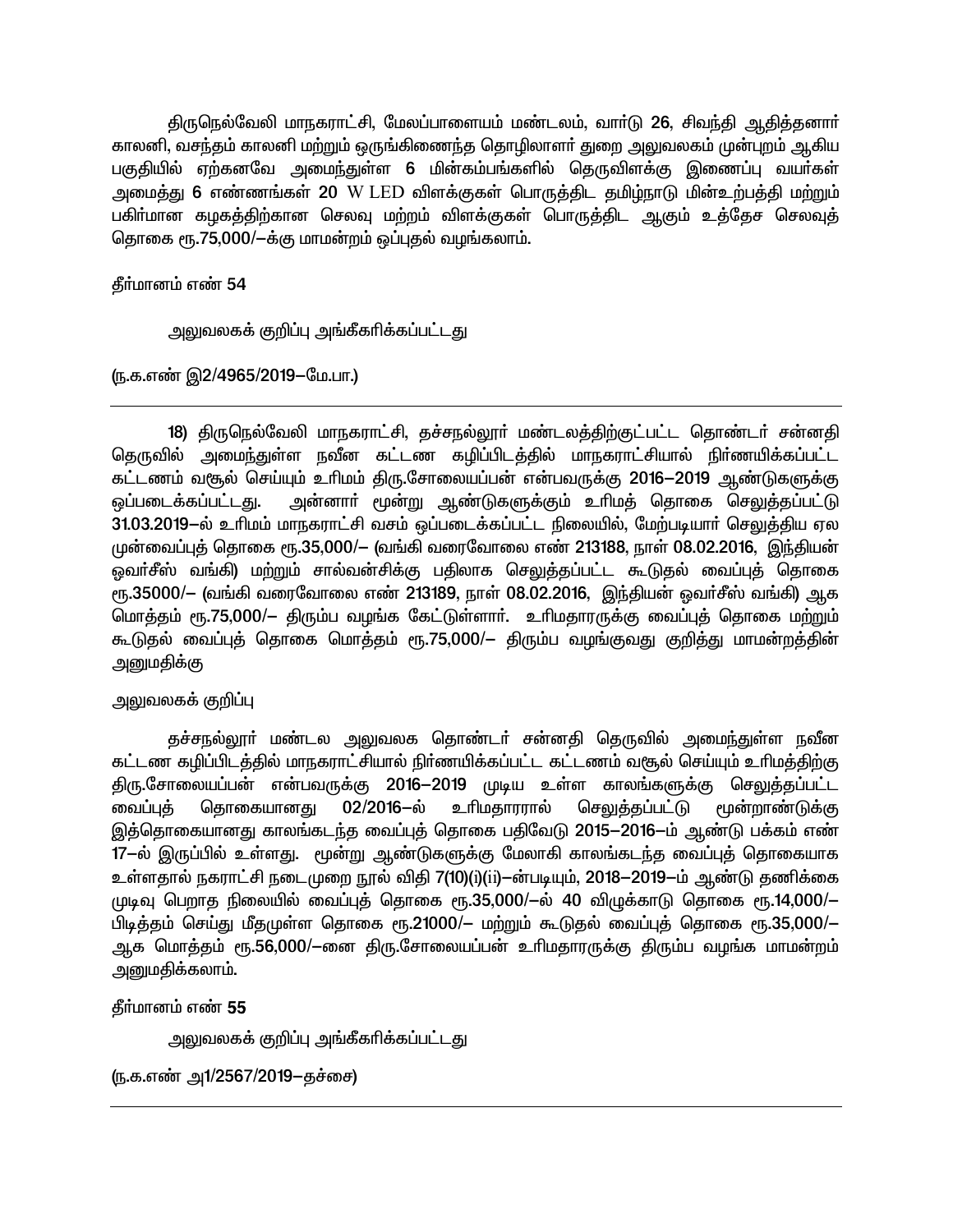திருநெல்வேலி மாநகராட்சி, மேலப்பாளையம் மண்டலம், வார்டு 26, சிவந்தி ஆதித்தனார் காலனி, வசந்தம் காலனி மற்றும் ஒருங்கிணைந்த தொழிலாளர் துறை அலுவலகம் முன்புறம் ஆகிய பகுதியில் ஏற்கனவே அமைந்துள்ள 6 மின்கம்பங்களில் தெருவிளக்கு இணைப்பு வயர்கள் அமைத்து 6 எண்ணங்கள் 20 W LED விளக்குகள் பொருத்திட தமிழ்நாடு மின்உற்பத்தி மற்றும் பகிர்மான கழகத்திற்கான செலவு மற்றும் விளக்குகள் பொருத்திட ஆகும் உத்தேச செலவுத் தொகை ரூ.75,000/–க்கு மாமன்றம் ஒப்புதல் வழங்கலாம்.

தீர்மானம் எண் 54

அலுவலகக் குறிப்பு அங்கீகரிக்கப்பட்டது

(ந.க.எண் இ2/4965/2019–மே.பா.)

---

18) திருநெல்வேலி மாநகராட்சி, தச்சநல்லூர் மண்டலத்திற்குட்பட்ட தொண்டர் சன்னதி தெருவில் அமைந்துள்ள நவீன கட்டண கழிப்பிடத்தில் மாநகராட்சியால் நிர்ணயிக்கப்பட்ட கட்டணம் வசூல் செய்யும் உரிமம் திரு.சோலையப்பன் என்பவருக்கு 2016–2019 ஆண்டுகளுக்கு ஒப்படைக்கப்பட்டது. அன்னார் மூன்று ஆண்டுகளுக்கும் உரிமத் தொகை செலுத்தப்பட்டு 31.03.2019–ல் உரிமம் மாநகராட்சி வசம் ஒப்படைக்கப்பட்ட நிலையில், மேற்படியார் செலுத்திய ஏல முன்வைப்புத் தொகை ரூ.35,000/– (வங்கி வரைவோலை எண் 213188, நாள் 08.02.2016, இந்தியன் ஓவர்சீஸ் வங்கி) மற்றும் சால்வன்சிக்கு பதிலாக செலுத்தப்பட்ட கூடுதல் வைப்புத் தொகை ரூ.35000/– (வங்கி வரைவோலை எண் 213189, நாள் 08.02.2016, இந்தியன் ஓவர்சீஸ் வங்கி) ஆக மொத்தம் ரூ.75,000/– திரும்ப வழங்க கேட்டுள்ளார். உரிமதாரருக்கு வைப்புத் தொகை மற்றும் கூடுதல் வைப்புத் தொகை மொத்தம் ரூ.75,000/– திரும்ப வழங்குவது குறித்து மாமன்றத்தின் அனுமதிக்கு

அலுவலகக் குறிப்பு

தச்சநல்லூர் மண்டல அலுவலக தொண்டர் சன்னதி தெருவில் அமைந்துள்ள நவீன கட்டண கழிப்பிடத்தில் மாநகராட்சியால் நிர்ணயிக்கப்பட்ட கட்டணம் வசூல் செய்யும் உரிமத்திற்கு திரு.சோலையப்பன் என்பவருக்கு 2016–2019 முடிய உள்ள காலங்களுக்கு செலுத்தப்பட்ட வைப்புத் தொகையானது 02/2016–ல் உரிமதாரரால் செலுத்தப்பட்டு மூன்றாண்டுக்கு இத்தொகையானது காலங்கடந்த வைப்புத் தொகை பதிவேடு 2015–2016–ம் ஆண்டு பக்கம் எண் 17–ல் இருப்பில் உள்ளது. மூன்று ஆண்டுகளுக்கு மேலாகி காலங்கடந்த வைப்புத் தொகையாக உள்ளதால் நகராட்சி நடைமுறை நூல் விதி 7(10)(i)(ii)–ன்படியும், 2018–2019–ம் ஆண்டு தணிக்கை முடிவு பெறாத நிலையில் வைப்புத் தொகை ரூ.35,000/–ல் 40 விழுக்காடு தொகை ரூ.14,000/– பிடித்தம் செய்து மீதமுள்ள தொகை ரூ.21000/– மற்றும் கூடுதல் வைப்புத் தொகை ரூ.35,000/– ஆக மொத்தம் ரூ.56,000/–னை திரு.சோலையப்பன் உரிமதாரருக்கு திரும்ப வழங்க மாமன்றம் அனுமதிக்கலாம்.

தீர்மானம் எண் 55

அலுவலகக் குறிப்பு அங்கீகரிக்கப்பட்டது

(ந.க.எண் அ1/2567/2019–தச்சை)

---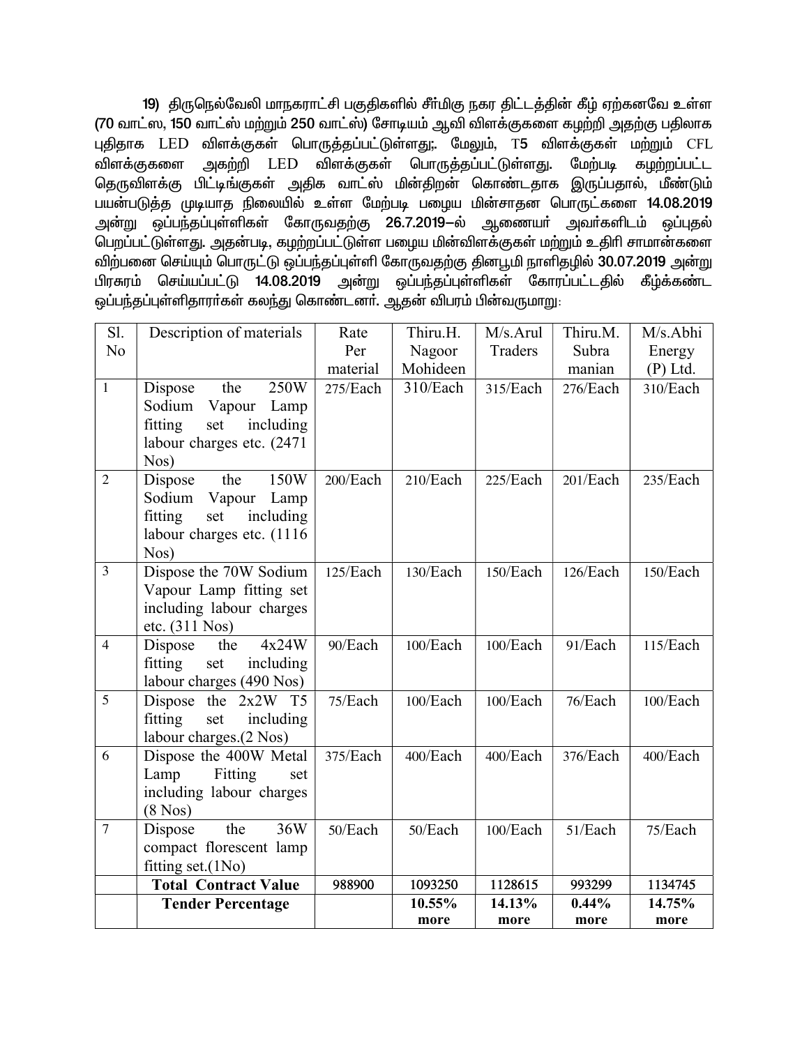19) திருநெல்வேலி மாநகராட்சி பகுதிகளில் சீர்மிகு நகர திட்டத்தின் கீழ் ஏற்கனவே உள்ள (70 வாட்ஸ், 150 வாட்ஸ் மற்றும் 250 வாட்ஸ்) சோடியம் ஆவி விளக்குகளை கழற்றி அதற்கு பதிலாக புதிதாக LED விளக்குகள் பொருத்தப்பட்டுள்ளது;. மேலும், T5 விளக்குகள் மற்றும் CFL விளக்குகளை அகற்றி LED விளக்குகள் பொருத்தப்பட்டுள்ளது. மேற்படி கழற்றப்பட்ட தெருவிளக்கு பிட்டிங்குகள் அதிக வாட்ஸ் மின்திறன் கொண்டதாக இருப்பதால், மீண்டும் பயன்படுத்த முடியாத நிலையில் உள்ள மேற்படி பழைய மின்சாதன பொருட்களை 14.08.2019 அன்று ஒப்பந்தப்புள்ளிகள் கோருவதற்கு 26.7.2019–ல் ஆணையர் அவர்களிடம் ஒப்புதல் பெறப்பட்டுள்ளது. அதன்படி, கழற்றப்பட்டுள்ள பழைய மின்விளக்குகள் மற்றும் உதிரி சாமான்களை விற்பனை செய்யும் பொருட்டு ஒப்பந்தப்புள்ளி கோருவதற்கு தினபூமி நாளிதழில் 30.07.2019 அன்று பிரசுரம் செய்யப்பட்டு 14.08.2019 அன்று ஒப்பந்தப்புள்ளிகள் கோரப்பட்டதில் கீழ்க்கண்ட ஒப்பந்தப்புள்ளிதாரர்கள் கலந்து கொண்டனர். ஆதன் விபரம் பின்வருமாறு:

| Sl. No | Description of materials | Rate Per material | Thiru.H. Nagoor Mohideen | M/s.Arul Traders | Thiru.M. Subra manian | M/s.Abhi Energy (P) Ltd. |
|---|---|---|---|---|---|---|
| 1 | Dispose the 250W Sodium Vapour Lamp fitting set including labour charges etc. (2471 Nos) | 275/Each | 310/Each | 315/Each | 276/Each | 310/Each |
| 2 | Dispose the 150W Sodium Vapour Lamp fitting set including labour charges etc. (1116 Nos) | 200/Each | 210/Each | 225/Each | 201/Each | 235/Each |
| 3 | Dispose the 70W Sodium Vapour Lamp fitting set including labour charges etc. (311 Nos) | 125/Each | 130/Each | 150/Each | 126/Each | 150/Each |
| 4 | Dispose the 4x24W fitting set including labour charges (490 Nos) | 90/Each | 100/Each | 100/Each | 91/Each | 115/Each |
| 5 | Dispose the 2x2W T5 fitting set including labour charges.(2 Nos) | 75/Each | 100/Each | 100/Each | 76/Each | 100/Each |
| 6 | Dispose the 400W Metal Lamp Fitting set including labour charges (8 Nos) | 375/Each | 400/Each | 400/Each | 376/Each | 400/Each |
| 7 | Dispose the 36W compact florescent lamp fitting set.(1No) | 50/Each | 50/Each | 100/Each | 51/Each | 75/Each |
| | **Total Contract Value** | 988900 | 1093250 | 1128615 | 993299 | 1134745 |
| | **Tender Percentage** | | **10.55% more** | **14.13% more** | **0.44% more** | **14.75% more** |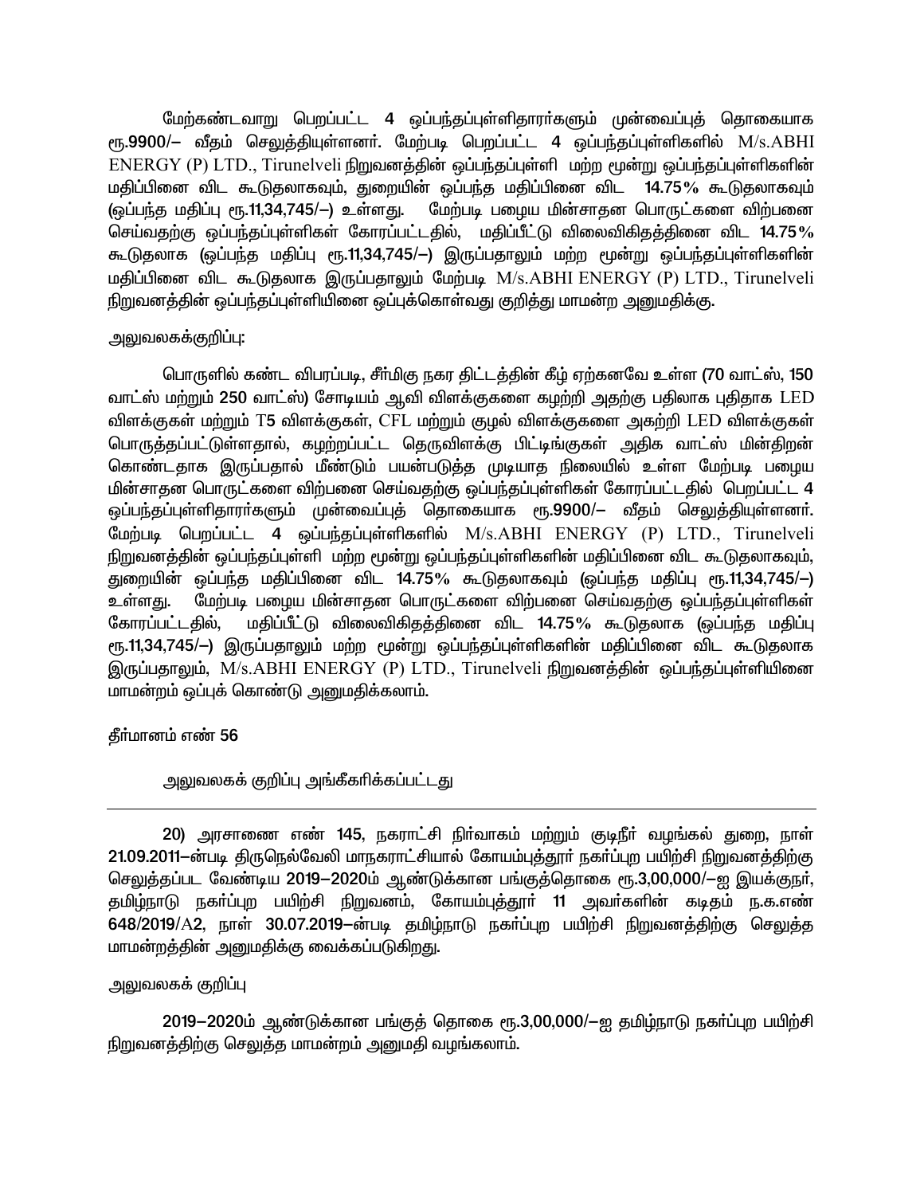மேற்கண்டவாறு பெறப்பட்ட 4 ஒப்பந்தப்புள்ளிதாரர்களும் முன்வைப்புத் தொகையாக ரூ.9900/— வீதம் செலுத்தியுள்ளனர். மேற்படி பெறப்பட்ட 4 ஒப்பந்தப்புள்ளிகளில் M/s.ABHI ENERGY (P) LTD., Tirunelveli நிறுவனத்தின் ஒப்பந்தப்புள்ளி மற்ற மூன்று ஒப்பந்தப்புள்ளிகளின் மதிப்பினை விட கூடுதலாகவும், துறையின் ஒப்பந்த மதிப்பினை விட **14.75%** கூடுதலாகவும் **(ஒப்பந்த மதிப்பு ரூ.11,34,745/—)** உள்ளது. மேற்படி பழைய மின்சாதன பொருட்களை விற்பனை செய்வதற்கு ஒப்பந்தப்புள்ளிகள் கோரப்பட்டதில், மதிப்பீட்டு விலைவிகிதத்தினை விட **14.75%** கூடுதலாக **(ஒப்பந்த மதிப்பு ரூ.11,34,745/—)** இருப்பதாலும் மற்ற மூன்று ஒப்பந்தப்புள்ளிகளின் மதிப்பினை விட கூடுதலாக இருப்பதாலும் மேற்படி M/s.ABHI ENERGY (P) LTD., Tirunelveli நிறுவனத்தின் ஒப்பந்தப்புள்ளியினை ஒப்புக்கொள்வது குறித்து மாமன்ற அனுமதிக்கு.

அலுவலகக்குறிப்பு:

பொருளில் கண்ட விபரப்படி, சீர்மிகு நகர திட்டத்தின் கீழ் ஏற்கனவே உள்ள (70 வாட்ஸ், 150 வாட்ஸ் மற்றும் 250 வாட்ஸ்) சோடியம் ஆவி விளக்குகளை கழற்றி அதற்கு பதிலாக புதிதாக LED விளக்குகள் மற்றும் T5 விளக்குகள், CFL மற்றும் குழல் விளக்குகளை அகற்றி LED விளக்குகள் பொருத்தப்பட்டுள்ளதால், கழற்றப்பட்ட தெருவிளக்கு பிட்டிங்குகள் அதிக வாட்ஸ் மின்திறன் கொண்டதாக இருப்பதால் மீண்டும் பயன்படுத்த முடியாத நிலையில் உள்ள மேற்படி பழைய மின்சாதன பொருட்களை விற்பனை செய்வதற்கு ஒப்பந்தப்புள்ளிகள் கோரப்பட்டதில் பெறப்பட்ட 4 ஒப்பந்தப்புள்ளிதாரர்களும் முன்வைப்புத் தொகையாக ரூ.9900/— வீதம் செலுத்தியுள்ளனர். மேற்படி பெறப்பட்ட 4 ஒப்பந்தப்புள்ளிகளில் M/s.ABHI ENERGY (P) LTD., Tirunelveli நிறுவனத்தின் ஒப்பந்தப்புள்ளி மற்ற மூன்று ஒப்பந்தப்புள்ளிகளின் மதிப்பினை விட கூடுதலாகவும், துறையின் ஒப்பந்த மதிப்பினை விட **14.75%** கூடுதலாகவும் **(ஒப்பந்த மதிப்பு ரூ.11,34,745/—)** உள்ளது. மேற்படி பழைய மின்சாதன பொருட்களை விற்பனை செய்வதற்கு ஒப்பந்தப்புள்ளிகள் கோரப்பட்டதில், மதிப்பீட்டு விலைவிகிதத்தினை விட **14.75%** கூடுதலாக **(ஒப்பந்த மதிப்பு ரூ.11,34,745/—)** இருப்பதாலும் மற்ற மூன்று ஒப்பந்தப்புள்ளிகளின் மதிப்பினை விட கூடுதலாக இருப்பதாலும், M/s.ABHI ENERGY (P) LTD., Tirunelveli நிறுவனத்தின் ஒப்பந்தப்புள்ளியினை மாமன்றம் ஒப்புக் கொண்டு அனுமதிக்கலாம்.

தீர்மானம் எண் 56

அலுவலகக் குறிப்பு அங்கீகரிக்கப்பட்டது

---

**20)** அரசாணை எண் 145, நகராட்சி நிர்வாகம் மற்றும் குடிநீர் வழங்கல் துறை, நாள் **21.09.2011**—ன்படி திருநெல்வேலி மாநகராட்சியால் கோயம்புத்தூர் நகர்ப்புற பயிற்சி நிறுவனத்திற்கு செலுத்தப்பட வேண்டிய **2019—2020**ம் ஆண்டுக்கான பங்குத்தொகை ரூ.3,00,000/—ஐ இயக்குநர், தமிழ்நாடு நகர்ப்புற பயிற்சி நிறுவனம், கோயம்புத்தூர் 11 அவர்களின் கடிதம் ந.க.எண் **648/2019/A2**, நாள் **30.07.2019**—ன்படி தமிழ்நாடு நகர்ப்புற பயிற்சி நிறுவனத்திற்கு செலுத்த மாமன்றத்தின் அனுமதிக்கு வைக்கப்படுகிறது.

அலுவலகக் குறிப்பு

**2019—2020**ம் ஆண்டுக்கான பங்குத் தொகை ரூ.3,00,000/—ஐ தமிழ்நாடு நகர்ப்புற பயிற்சி நிறுவனத்திற்கு செலுத்த மாமன்றம் அனுமதி வழங்கலாம்.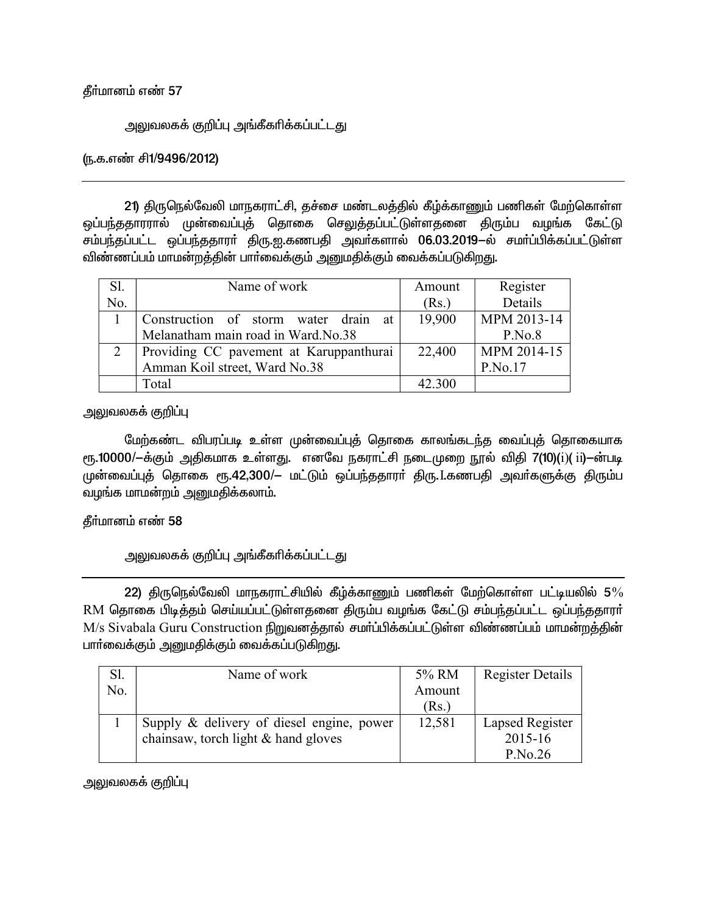தீர்மானம் எண் 57

அலுவலகக் குறிப்பு அங்கீகரிக்கப்பட்டது

(ந.க.எண் சி1/9496/2012)

---

**21)** திருநெல்வேலி மாநகராட்சி, தச்சை மண்டலத்தில் கீழ்க்காணும் பணிகள் மேற்கொள்ள ஒப்பந்ததாரரால் முன்வைப்புத் தொகை செலுத்தப்பட்டுள்ளதனை திரும்ப வழங்க கேட்டு சம்பந்தப்பட்ட ஒப்பந்ததாரர் திரு.ஐ.கணபதி அவர்களால் **06.03.2019**–ல் சமர்ப்பிக்கப்பட்டுள்ள விண்ணப்பம் மாமன்றத்தின் பார்வைக்கும் அனுமதிக்கும் வைக்கப்படுகிறது.

| Sl. No. | Name of work | Amount (Rs.) | Register Details |
|---|---|---|---|
| 1 | Construction of storm water drain at Melanatham main road in Ward.No.38 | 19,900 | MPM 2013-14 P.No.8 |
| 2 | Providing CC pavement at Karuppanthurai Amman Koil street, Ward No.38 | 22,400 | MPM 2014-15 P.No.17 |
| | Total | 42.300 | |

அலுவலகக் குறிப்பு

மேற்கண்ட விபரப்படி உள்ள முன்வைப்புத் தொகை காலங்கடந்த வைப்புத் தொகையாக ரூ.10000/–க்கும் அதிகமாக உள்ளது. எனவே நகராட்சி நடைமுறை நூல் விதி 7(10)(i)( ii)–ன்படி முன்வைப்புத் தொகை ரூ.42,300/– மட்டும் ஒப்பந்ததாரர் திரு.I.கணபதி அவர்களுக்கு திரும்ப வழங்க மாமன்றம் அனுமதிக்கலாம்.

தீர்மானம் எண் 58

அலுவலகக் குறிப்பு அங்கீகரிக்கப்பட்டது

---

**22)** திருநெல்வேலி மாநகராட்சியில் கீழ்க்காணும் பணிகள் மேற்கொள்ள பட்டியலில் 5% RM தொகை பிடித்தம் செய்யப்பட்டுள்ளதனை திரும்ப வழங்க கேட்டு சம்பந்தப்பட்ட ஒப்பந்ததாரர் M/s Sivabala Guru Construction நிறுவனத்தால் சமர்ப்பிக்கப்பட்டுள்ள விண்ணப்பம் மாமன்றத்தின் பார்வைக்கும் அனுமதிக்கும் வைக்கப்படுகிறது.

| Sl. No. | Name of work | 5% RM Amount (Rs.) | Register Details |
|---|---|---|---|
| 1 | Supply & delivery of diesel engine, power chainsaw, torch light & hand gloves | 12,581 | Lapsed Register 2015-16 P.No.26 |

அலுவலகக் குறிப்பு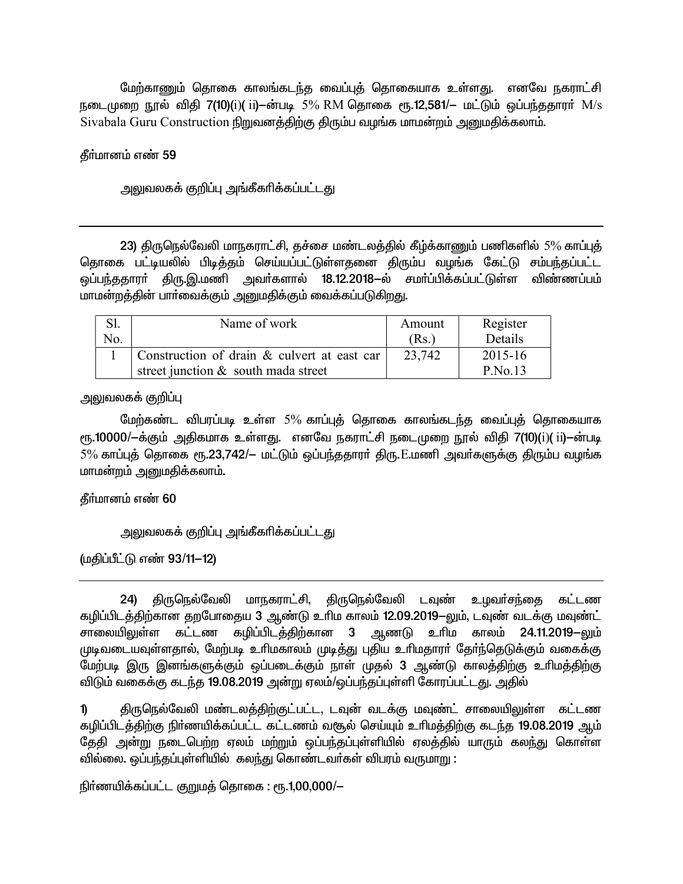மேற்காணும் தொகை காலங்கடந்த வைப்புத் தொகையாக உள்ளது. எனவே நகராட்சி நடைமுறை நூல் விதி 7(10)(i)( ii)–ன்படி 5% RM தொகை ரூ.12,581/– மட்டும் ஒப்பந்ததாரர் M/s Sivabala Guru Construction நிறுவனத்திற்கு திரும்ப வழங்க மாமன்றம் அனுமதிக்கலாம்.

**தீர்மானம் எண் 59**

அலுவலகக் குறிப்பு அங்கீகரிக்கப்பட்டது

---

**23)** திருநெல்வேலி மாநகராட்சி, தச்சை மண்டலத்தில் கீழ்க்காணும் பணிகளில் 5% காப்புத் தொகை பட்டியலில் பிடித்தம் செய்யப்பட்டுள்ளதனை திரும்ப வழங்க கேட்டு சம்பந்தப்பட்ட ஒப்பந்ததாரர் திரு.இ.மணி அவர்களால் **18.12.2018–ல்** சமர்ப்பிக்கப்பட்டுள்ள விண்ணப்பம் மாமன்றத்தின் பார்வைக்கும் அனுமதிக்கும் வைக்கப்படுகிறது.

| Sl. No. | Name of work | Amount (Rs.) | Register Details |
|---|---|---|---|
| 1 | Construction of drain & culvert at east car street junction & south mada street | 23,742 | 2015-16 P.No.13 |

அலுவலகக் குறிப்பு

மேற்கண்ட விபரப்படி உள்ள 5% காப்புத் தொகை காலங்கடந்த வைப்புத் தொகையாக ரூ.10000/–க்கும் அதிகமாக உள்ளது. எனவே நகராட்சி நடைமுறை நூல் விதி 7(10)(i)( ii)–ன்படி 5% காப்புத் தொகை ரூ.23,742/– மட்டும் ஒப்பந்ததாரர் திரு.E.மணி அவர்களுக்கு திரும்ப வழங்க மாமன்றம் அனுமதிக்கலாம்.

**தீர்மானம் எண் 60**

அலுவலகக் குறிப்பு அங்கீகரிக்கப்பட்டது

(மதிப்பீட்டு எண் 93/11–12)

---

**24)** திருநெல்வேலி மாநகராட்சி, திருநெல்வேலி டவுண் உழவர்சந்தை கட்டண கழிப்பிடத்திற்கான தறபோதைய 3 ஆண்டு உரிம காலம் 12.09.2019–லும், டவுண் வடக்கு மவுண்ட் சாலையிலுள்ள கட்டண கழிப்பிடத்திற்கான 3 ஆணடு உரிம காலம் 24.11.2019–லும் முடிவடையவுள்ளதால், மேற்படி உரிமகாலம் முடித்து புதிய உரிமதாரர் தேர்ந்தெடுக்கும் வகைக்கு மேற்படி இரு இனங்களுக்கும் ஒப்படைக்கும் நாள் முதல் 3 ஆண்டு காலத்திற்கு உரிமத்திற்கு விடும் வகைக்கு கடந்த 19.08.2019 அன்று ஏலம்/ஒப்பந்தப்புள்ளி கோரப்பட்டது. அதில்

1) திருநெல்வேலி மண்டலத்திற்குட்பட்ட, டவுன் வடக்கு மவுண்ட் சாலையிலுள்ள கட்டண கழிப்பிடத்திற்கு நிர்ணயிக்கப்பட்ட கட்டணம் வசூல் செய்யும் உரிமத்திற்கு கடந்த 19.08.2019 ஆம் தேதி அன்று நடைபெற்ற ஏலம் மற்றும் ஒப்பந்தப்புள்ளியில் ஏலத்தில் யாரும் கலந்து கொள்ள வில்லை. ஒப்பந்தப்புள்ளியில் கலந்து கொண்டவர்கள் விபரம் வருமாறு :

நிர்ணயிக்கப்பட்ட குறுமத் தொகை : ரூ.1,00,000/–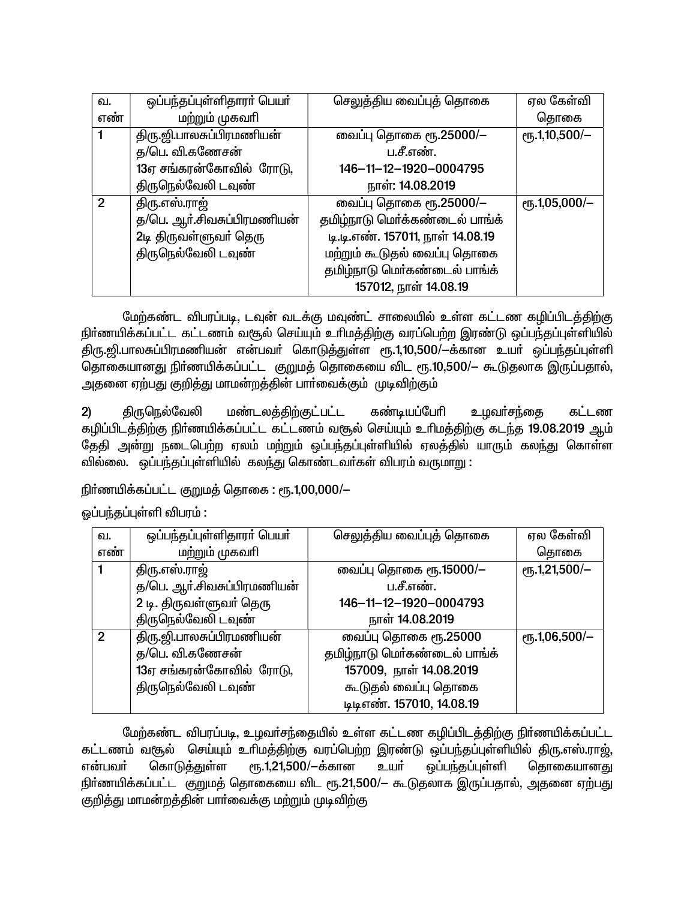| வ. எண் | ஒப்பந்தப்புள்ளிதாரர் பெயர் மற்றும் முகவரி | செலுத்திய வைப்புத் தொகை | ஏல கேள்வி தொகை |
|---|---|---|---|
| 1 | திரு.ஜி.பாலசுப்பிரமணியன் த/பெ. வி.கணேசன் 13ஏ சங்கரன்கோவில் ரோடு, திருநெல்வேலி டவுண் | வைப்பு தொகை ரூ.25000/– ப.சீ.எண். 146–11–12–1920–0004795 நாள்: 14.08.2019 | ரூ.1,10,500/– |
| 2 | திரு.எஸ்.ராஜ் த/பெ. ஆர்.சிவசுப்பிரமணியன் 2டி திருவள்ளுவர் தெரு திருநெல்வேலி டவுண் | வைப்பு தொகை ரூ.25000/– தமிழ்நாடு மெர்க்கண்டைல் பாங்க் டி.டி.எண். 157011, நாள் 14.08.19 மற்றும் கூடுதல் வைப்பு தொகை தமிழ்நாடு மெர்கண்டைல் பாங்க் 157012, நாள் 14.08.19 | ரூ.1,05,000/– |

மேற்கண்ட விபரப்படி, டவுன் வடக்கு மவுண்ட் சாலையில் உள்ள கட்டண கழிப்பிடத்திற்கு நிர்ணயிக்கப்பட்ட கட்டணம் வசூல் செய்யும் உரிமத்திற்கு வரப்பெற்ற இரண்டு ஒப்பந்தப்புள்ளியில் திரு.ஜி.பாலசுப்பிரமணியன் என்பவர் கொடுத்துள்ள ரூ.1,10,500/–க்கான உயர் ஒப்பந்தப்புள்ளி தொகையானது நிர்ணயிக்கப்பட்ட குறுமத் தொகையை விட ரூ.10,500/– கூடுதலாக இருப்பதால், அதனை ஏற்பது குறித்து மாமன்றத்தின் பார்வைக்கும் முடிவிற்கும்

2) திருநெல்வேலி மண்டலத்திற்குட்பட்ட கண்டியப்பேரி உழவர்சந்தை கட்டண கழிப்பிடத்திற்கு நிர்ணயிக்கப்பட்ட கட்டணம் வசூல் செய்யும் உரிமத்திற்கு கடந்த 19.08.2019 ஆம் தேதி அன்று நடைபெற்ற ஏலம் மற்றும் ஒப்பந்தப்புள்ளியில் ஏலத்தில் யாரும் கலந்து கொள்ள வில்லை. ஒப்பந்தப்புள்ளியில் கலந்து கொண்டவர்கள் விபரம் வருமாறு :

நிர்ணயிக்கப்பட்ட குறுமத் தொகை : ரூ.1,00,000/–

ஒப்பந்தப்புள்ளி விபரம் :

| வ. எண் | ஒப்பந்தப்புள்ளிதாரர் பெயர் மற்றும் முகவரி | செலுத்திய வைப்புத் தொகை | ஏல கேள்வி தொகை |
|---|---|---|---|
| 1 | திரு.எஸ்.ராஜ் த/பெ. ஆர்.சிவசுப்பிரமணியன் 2 டி. திருவள்ளுவர் தெரு திருநெல்வேலி டவுண் | வைப்பு தொகை ரூ.15000/– ப.சீ.எண். 146–11–12–1920–0004793 நாள் 14.08.2019 | ரூ.1,21,500/– |
| 2 | திரு.ஜி.பாலசுப்பிரமணியன் த/பெ. வி.கணேசன் 13ஏ சங்கரன்கோவில் ரோடு, திருநெல்வேலி டவுண் | வைப்பு தொகை ரூ.25000 தமிழ்நாடு மெர்கண்டைல் பாங்க் 157009, நாள் 14.08.2019 கூடுதல் வைப்பு தொகை டிடிஎண். 157010, 14.08.19 | ரூ.1,06,500/– |

மேற்கண்ட விபரப்படி, உழவர்சந்தையில் உள்ள கட்டண கழிப்பிடத்திற்கு நிர்ணயிக்கப்பட்ட கட்டணம் வசூல் செய்யும் உரிமத்திற்கு வரப்பெற்ற இரண்டு ஒப்பந்தப்புள்ளியில் திரு.எஸ்.ராஜ், என்பவர் கொடுத்துள்ள ரூ.1,21,500/–க்கான உயர் ஒப்பந்தப்புள்ளி தொகையானது நிர்ணயிக்கப்பட்ட குறுமத் தொகையை விட ரூ.21,500/– கூடுதலாக இருப்பதால், அதனை ஏற்பது குறித்து மாமன்றத்தின் பார்வைக்கு மற்றும் முடிவிற்கு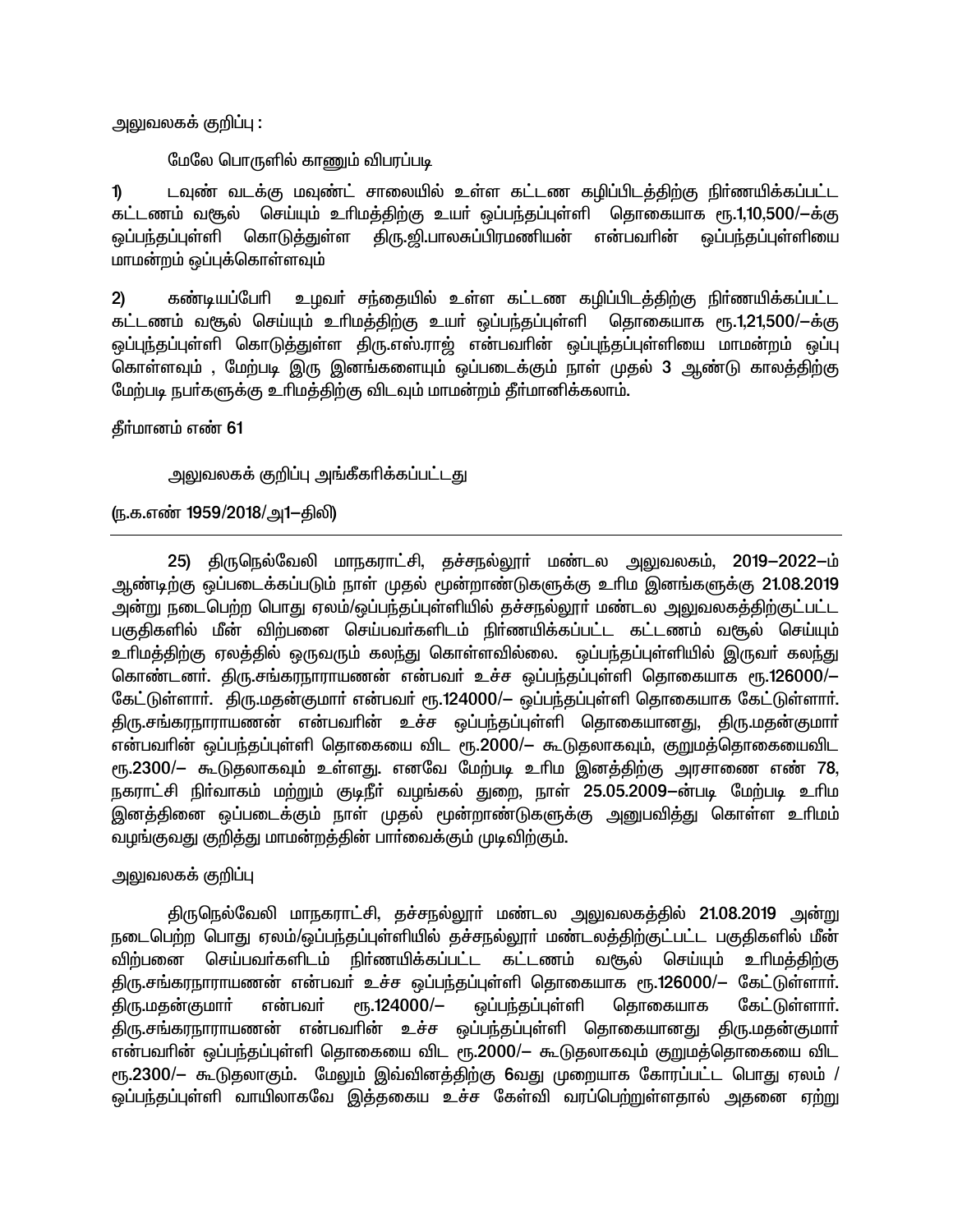அலுவலகக் குறிப்பு :

மேலே பொருளில் காணும் விபரப்படி

1) டவுண் வடக்கு மவுண்ட் சாலையில் உள்ள கட்டண கழிப்பிடத்திற்கு நிர்ணயிக்கப்பட்ட கட்டணம் வசூல் செய்யும் உரிமத்திற்கு உயர் ஒப்பந்தப்புள்ளி தொகையாக ரூ.1,10,500/–க்கு ஒப்பந்தப்புள்ளி கொடுத்துள்ள திரு.ஜி.பாலசுப்பிரமணியன் என்பவரின் ஒப்பந்தப்புள்ளியை மாமன்றம் ஒப்புக்கொள்ளவும்

2) கண்டியப்பேரி உழவர் சந்தையில் உள்ள கட்டண கழிப்பிடத்திற்கு நிர்ணயிக்கப்பட்ட கட்டணம் வசூல் செய்யும் உரிமத்திற்கு உயர் ஒப்பந்தப்புள்ளி தொகையாக ரூ.1,21,500/–க்கு ஒப்புந்தப்புள்ளி கொடுத்துள்ள திரு.எஸ்.ராஜ் என்பவரின் ஒப்புந்தப்புள்ளியை மாமன்றம் ஒப்பு கொள்ளவும் , மேற்படி இரு இனங்களையும் ஒப்படைக்கும் நாள் முதல் 3 ஆண்டு காலத்திற்கு மேற்படி நபர்களுக்கு உரிமத்திற்கு விடவும் மாமன்றம் தீர்மானிக்கலாம்.

தீர்மானம் எண் 61

அலுவலகக் குறிப்பு அங்கீகரிக்கப்பட்டது

(ந.க.எண் 1959/2018/அ1–திலி)

---

25) திருநெல்வேலி மாநகராட்சி, தச்சநல்லூர் மண்டல அலுவலகம், 2019–2022–ம் ஆண்டிற்கு ஒப்படைக்கப்படும் நாள் முதல் மூன்றாண்டுகளுக்கு உரிம இனங்களுக்கு 21.08.2019 அன்று நடைபெற்ற பொது ஏலம்/ஒப்பந்தப்புள்ளியில் தச்சநல்லூர் மண்டல அலுவலகத்திற்குட்பட்ட பகுதிகளில் மீன் விற்பனை செய்பவர்களிடம் நிர்ணயிக்கப்பட்ட கட்டணம் வசூல் செய்யும் உரிமத்திற்கு ஏலத்தில் ஒருவரும் கலந்து கொள்ளவில்லை. ஒப்பந்தப்புள்ளியில் இருவர் கலந்து கொண்டனர். திரு.சங்கரநாராயணன் என்பவர் உச்ச ஒப்பந்தப்புள்ளி தொகையாக ரூ.126000/– கேட்டுள்ளார். திரு.மதன்குமார் என்பவர் ரூ.124000/– ஒப்பந்தப்புள்ளி தொகையாக கேட்டுள்ளார். திரு.சங்கரநாராயணன் என்பவரின் உச்ச ஒப்பந்தப்புள்ளி தொகையானது, திரு.மதன்குமார் என்பவரின் ஒப்பந்தப்புள்ளி தொகையை விட ரூ.2000/– கூடுதலாகவும், குறுமத்தொகையைவிட ரூ.2300/– கூடுதலாகவும் உள்ளது. எனவே மேற்படி உரிம இனத்திற்கு அரசாணை எண் 78, நகராட்சி நிர்வாகம் மற்றும் குடிநீர் வழங்கல் துறை, நாள் 25.05.2009–ன்படி மேற்படி உரிம இனத்தினை ஒப்படைக்கும் நாள் முதல் மூன்றாண்டுகளுக்கு அனுபவித்து கொள்ள உரிமம் வழங்குவது குறித்து மாமன்றத்தின் பார்வைக்கும் முடிவிற்கும்.

அலுவலகக் குறிப்பு

திருநெல்வேலி மாநகராட்சி, தச்சநல்லூர் மண்டல அலுவலகத்தில் 21.08.2019 அன்று நடைபெற்ற பொது ஏலம்/ஒப்பந்தப்புள்ளியில் தச்சநல்லூர் மண்டலத்திற்குட்பட்ட பகுதிகளில் மீன் விற்பனை செய்பவர்களிடம் நிர்ணயிக்கப்பட்ட கட்டணம் வசூல் செய்யும் உரிமத்திற்கு திரு.சங்கரநாராயணன் என்பவர் உச்ச ஒப்பந்தப்புள்ளி தொகையாக ரூ.126000/– கேட்டுள்ளார். திரு.மதன்குமார் என்பவர் ரூ.124000/– ஒப்பந்தப்புள்ளி தொகையாக கேட்டுள்ளார். திரு.சங்கரநாராயணன் என்பவரின் உச்ச ஒப்பந்தப்புள்ளி தொகையானது திரு.மதன்குமார் என்பவரின் ஒப்பந்தப்புள்ளி தொகையை விட ரூ.2000/– கூடுதலாகவும் குறுமத்தொகையை விட ரூ.2300/– கூடுதலாகும். மேலும் இவ்வினத்திற்கு 6வது முறையாக கோரப்பட்ட பொது ஏலம் / ஒப்பந்தப்புள்ளி வாயிலாகவே இத்தகைய உச்ச கேள்வி வரப்பெற்றுள்ளதால் அதனை ஏற்று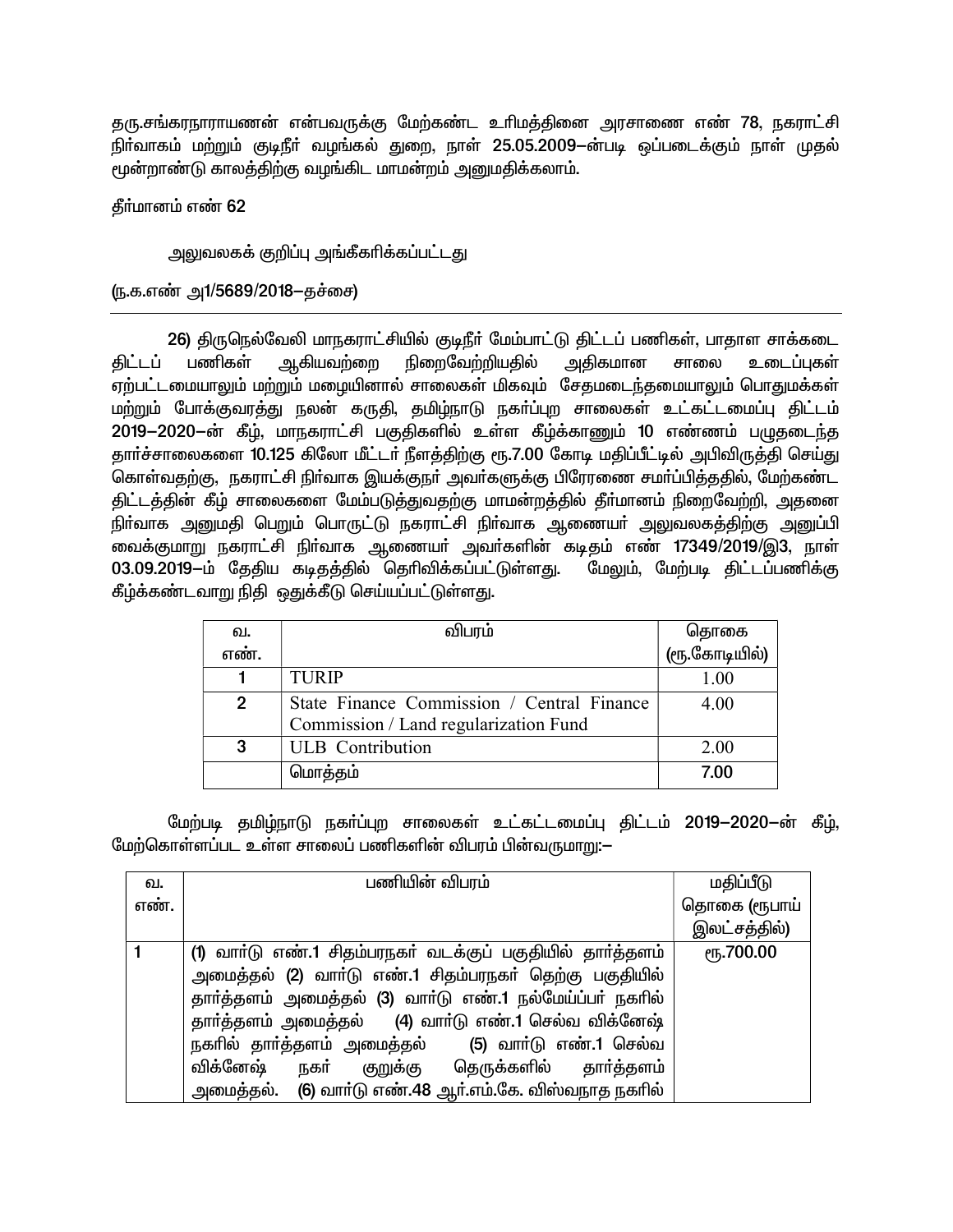தரு.சங்கரநாராயணன் என்பவருக்கு மேற்கண்ட உரிமத்தினை அரசாணை எண் 78, நகராட்சி நிர்வாகம் மற்றும் குடிநீர் வழங்கல் துறை, நாள் 25.05.2009–ன்படி ஒப்படைக்கும் நாள் முதல் மூன்றாண்டு காலத்திற்கு வழங்கிட மாமன்றம் அனுமதிக்கலாம்.

தீர்மானம் எண் 62

அலுவலகக் குறிப்பு அங்கீகரிக்கப்பட்டது

(ந.க.எண் அ1/5689/2018–தச்சை)

---

26) திருநெல்வேலி மாநகராட்சியில் குடிநீர் மேம்பாட்டு திட்டப் பணிகள், பாதாள சாக்கடை திட்டப் பணிகள் ஆகியவற்றை நிறைவேற்றியதில் அதிகமான சாலை உடைப்புகள் ஏற்பட்டமையாலும் மற்றும் மழையினால் சாலைகள் மிகவும் சேதமடைந்தமையாலும் பொதுமக்கள் மற்றும் போக்குவரத்து நலன் கருதி, தமிழ்நாடு நகர்ப்புற சாலைகள் உட்கட்டமைப்பு திட்டம் 2019–2020–ன் கீழ், மாநகராட்சி பகுதிகளில் உள்ள கீழ்க்காணும் 10 எண்ணம் பழுதடைந்த தார்ச்சாலைகளை 10.125 கிலோ மீட்டர் நீளத்திற்கு ரூ.7.00 கோடி மதிப்பீட்டில் அபிவிருத்தி செய்து கொள்வதற்கு, நகராட்சி நிர்வாக இயக்குநர் அவர்களுக்கு பிரேரணை சமர்ப்பித்ததில், மேற்கண்ட திட்டத்தின் கீழ் சாலைகளை மேம்படுத்துவதற்கு மாமன்றத்தில் தீர்மானம் நிறைவேற்றி, அதனை நிர்வாக அனுமதி பெறும் பொருட்டு நகராட்சி நிர்வாக ஆணையர் அலுவலகத்திற்கு அனுப்பி வைக்குமாறு நகராட்சி நிர்வாக ஆணையர் அவர்களின் கடிதம் எண் 17349/2019/இ3, நாள் 03.09.2019–ம் தேதிய கடிதத்தில் தெரிவிக்கப்பட்டுள்ளது. மேலும், மேற்படி திட்டப்பணிக்கு கீழ்க்கண்டவாறு நிதி ஒதுக்கீடு செய்யப்பட்டுள்ளது.

| வ. எண். | விபரம் | தொகை (ரூ.கோடியில்) |
|---|---|---|
| 1 | TURIP | 1.00 |
| 2 | State Finance Commission / Central Finance Commission / Land regularization Fund | 4.00 |
| 3 | ULB Contribution | 2.00 |
| | மொத்தம் | **7.00** |

மேற்படி தமிழ்நாடு நகர்ப்புற சாலைகள் உட்கட்டமைப்பு திட்டம் 2019–2020–ன் கீழ், மேற்கொள்ளப்பட உள்ள சாலைப் பணிகளின் விபரம் பின்வருமாறு:–

| வ. எண். | பணியின் விபரம் | மதிப்பீடு தொகை (ரூபாய் இலட்சத்தில்) |
|---|---|---|
| 1 | (1) வார்டு எண்.1 சிதம்பரநகர் வடக்குப் பகுதியில் தார்த்தளம் அமைத்தல் (2) வார்டு எண்.1 சிதம்பரநகர் தெற்கு பகுதியில் தார்த்தளம் அமைத்தல் (3) வார்டு எண்.1 நல்மேய்ப்பர் நகரில் தார்த்தளம் அமைத்தல் (4) வார்டு எண்.1 செல்வ விக்னேஷ் நகரில் தார்த்தளம் அமைத்தல் (5) வார்டு எண்.1 செல்வ விக்னேஷ் நகர் குறுக்கு தெருக்களில் தார்த்தளம் அமைத்தல். (6) வார்டு எண்.48 ஆர்.எம்.கே. விஸ்வநாத நகரில் | ரூ.700.00 |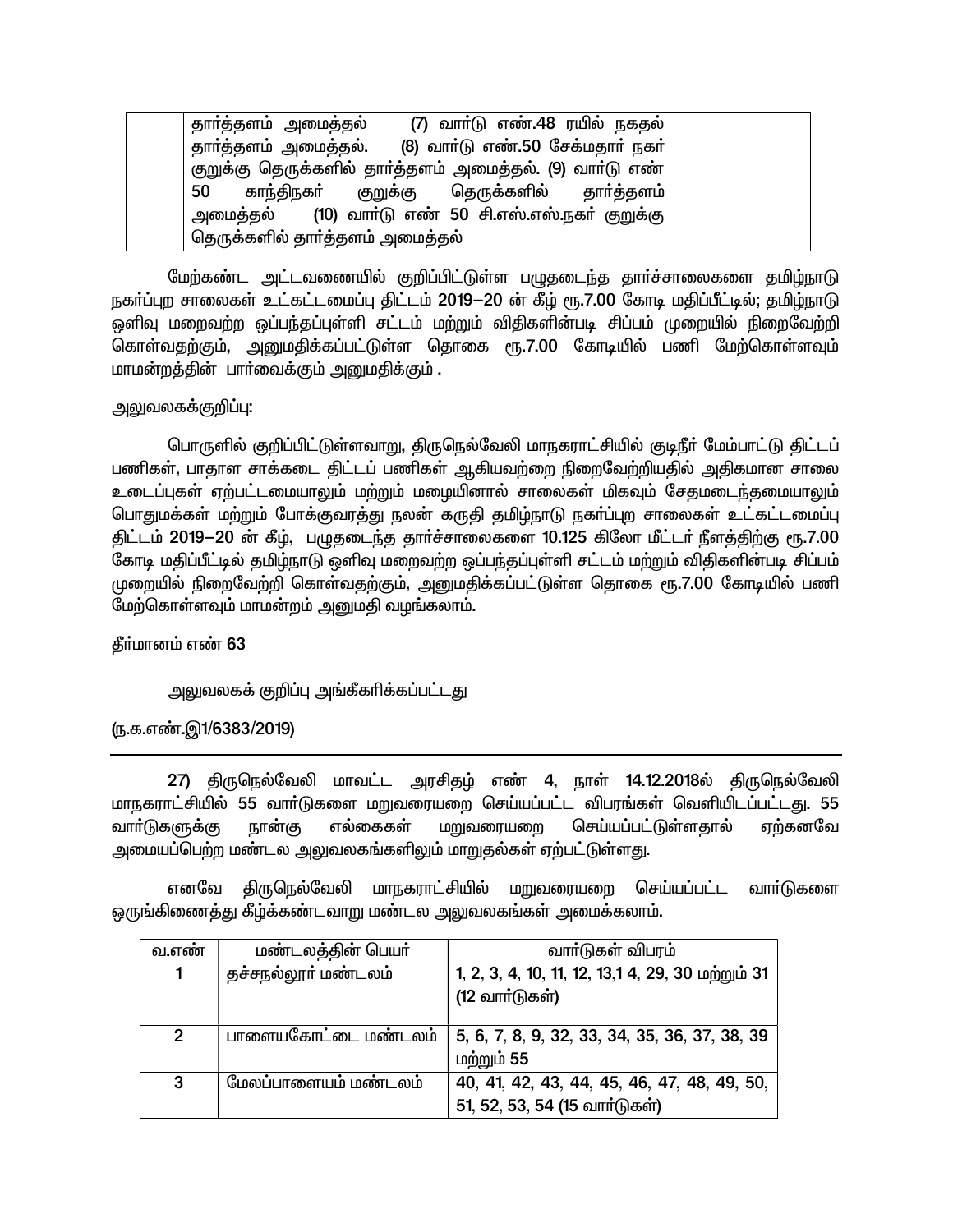| | தார்த்தளம் அமைத்தல் (7) வார்டு எண்.48 ரயில் நகதல் தார்த்தளம் அமைத்தல். (8) வார்டு எண்.50 சேக்மதார் நகர் குறுக்கு தெருக்களில் தார்த்தளம் அமைத்தல். (9) வார்டு எண் 50 காந்திநகர் குறுக்கு தெருக்களில் தார்த்தளம் அமைத்தல் (10) வார்டு எண் 50 சி.எஸ்.எஸ்.நகர் குறுக்கு தெருக்களில் தார்த்தளம் அமைத்தல் | |
|---|---|---|

மேற்கண்ட அட்டவணையில் குறிப்பிட்டுள்ள பழுதடைந்த தார்ச்சாலைகளை தமிழ்நாடு நகர்ப்புற சாலைகள் உட்கட்டமைப்பு திட்டம் 2019–20 ன் கீழ் ரூ.7.00 கோடி மதிப்பீட்டில்; தமிழ்நாடு ஒளிவு மறைவற்ற ஒப்பந்தப்புள்ளி சட்டம் மற்றும் விதிகளின்படி சிப்பம் முறையில் நிறைவேற்றி கொள்வதற்கும், அனுமதிக்கப்பட்டுள்ள தொகை ரூ.7.00 கோடியில் பணி மேற்கொள்ளவும் மாமன்றத்தின் பார்வைக்கும் அனுமதிக்கும் .

அலுவலகக்குறிப்பு:

பொருளில் குறிப்பிட்டுள்ளவாறு, திருநெல்வேலி மாநகராட்சியில் குடிநீர் மேம்பாட்டு திட்டப் பணிகள், பாதாள சாக்கடை திட்டப் பணிகள் ஆகியவற்றை நிறைவேற்றியதில் அதிகமான சாலை உடைப்புகள் ஏற்பட்டமையாலும் மற்றும் மழையினால் சாலைகள் மிகவும் சேதமடைந்தமையாலும் பொதுமக்கள் மற்றும் போக்குவரத்து நலன் கருதி தமிழ்நாடு நகர்ப்புற சாலைகள் உட்கட்டமைப்பு திட்டம் 2019–20 ன் கீழ், பழுதடைந்த தார்ச்சாலைகளை 10.125 கிலோ மீட்டர் நீளத்திற்கு ரூ.7.00 கோடி மதிப்பீட்டில் தமிழ்நாடு ஒளிவு மறைவற்ற ஒப்பந்தப்புள்ளி சட்டம் மற்றும் விதிகளின்படி சிப்பம் முறையில் நிறைவேற்றி கொள்வதற்கும், அனுமதிக்கப்பட்டுள்ள தொகை ரூ.7.00 கோடியில் பணி மேற்கொள்ளவும் மாமன்றம் அனுமதி வழங்கலாம்.

தீர்மானம் எண் 63

அலுவலகக் குறிப்பு அங்கீகரிக்கப்பட்டது

(ந.க.எண்.இ1/6383/2019)

---

27) திருநெல்வேலி மாவட்ட அரசிதழ் எண் 4, நாள் 14.12.2018ல் திருநெல்வேலி மாநகராட்சியில் 55 வார்டுகளை மறுவரையறை செய்யப்பட்ட விபரங்கள் வெளியிடப்பட்டது. 55 வார்டுகளுக்கு நான்கு எல்லைகள் மறுவரையறை செய்யப்பட்டுள்ளதால் ஏற்கனவே அமையப்பெற்ற மண்டல அலுவலகங்களிலும் மாறுதல்கள் ஏற்பட்டுள்ளது.

எனவே திருநெல்வேலி மாநகராட்சியில் மறுவரையறை செய்யப்பட்ட வார்டுகளை ஒருங்கிணைத்து கீழ்க்கண்டவாறு மண்டல அலுவலகங்கள் அமைக்கலாம்.

| வ.எண் | மண்டலத்தின் பெயர் | வார்டுகள் விபரம் |
|---|---|---|
| 1 | தச்சநல்லூர் மண்டலம் | 1, 2, 3, 4, 10, 11, 12, 13,1 4, 29, 30 மற்றும் 31 (12 வார்டுகள்) |
| 2 | பாளையகோட்டை மண்டலம் | 5, 6, 7, 8, 9, 32, 33, 34, 35, 36, 37, 38, 39 மற்றும் 55 |
| 3 | மேலப்பாளையம் மண்டலம் | 40, 41, 42, 43, 44, 45, 46, 47, 48, 49, 50, 51, 52, 53, 54 (15 வார்டுகள்) |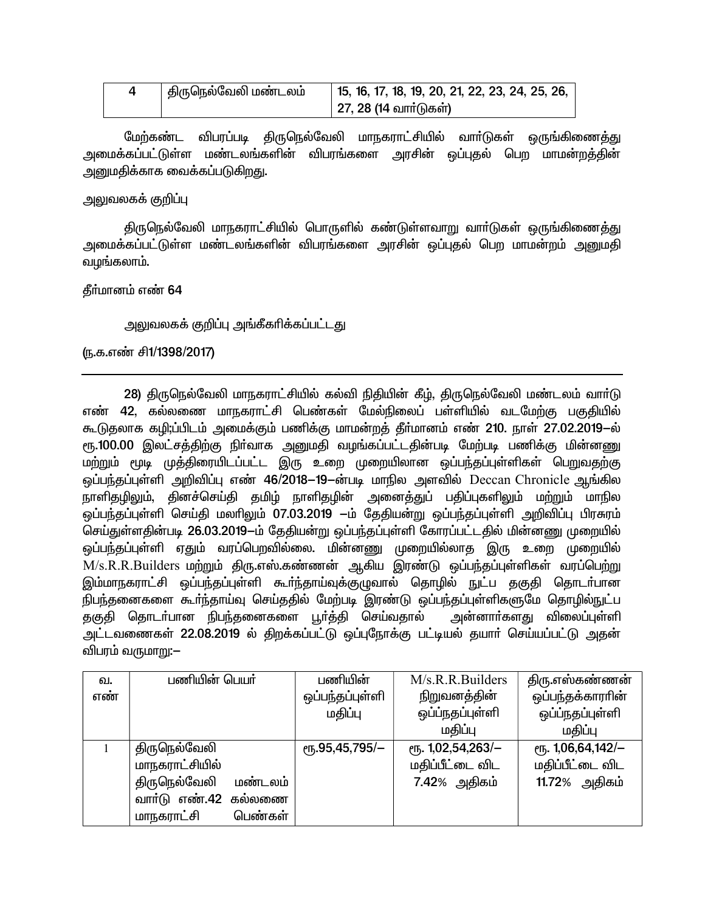| 4 | திருநெல்வேலி மண்டலம் | 15, 16, 17, 18, 19, 20, 21, 22, 23, 24, 25, 26, 27, 28 (14 வார்டுகள்) |
|---|---|---|

மேற்கண்ட விபரப்படி திருநெல்வேலி மாநகராட்சியில் வார்டுகள் ஒருங்கிணைத்து அமைக்கப்பட்டுள்ள மண்டலங்களின் விபரங்களை அரசின் ஒப்புதல் பெற மாமன்றத்தின் அனுமதிக்காக வைக்கப்படுகிறது.

அலுவலகக் குறிப்பு

திருநெல்வேலி மாநகராட்சியில் பொருளில் கண்டுள்ளவாறு வார்டுகள் ஒருங்கிணைத்து அமைக்கப்பட்டுள்ள மண்டலங்களின் விபரங்களை அரசின் ஒப்புதல் பெற மாமன்றம் அனுமதி வழங்கலாம்.

தீர்மானம் எண் 64

அலுவலகக் குறிப்பு அங்கீகரிக்கப்பட்டது

(ந.க.எண் சி1/1398/2017)

---

28) திருநெல்வேலி மாநகராட்சியில் கல்வி நிதியின் கீழ், திருநெல்வேலி மண்டலம் வார்டு எண் 42, கல்லணை மாநகராட்சி பெண்கள் மேல்நிலைப் பள்ளியில் வடமேற்கு பகுதியில் கூடுதலாக கழி;ப்பிடம் அமைக்கும் பணிக்கு மாமன்றத் தீர்மானம் எண் 210. நாள் 27.02.2019–ல் ரூ.100.00 இலட்சத்திற்கு நிர்வாக அனுமதி வழங்கப்பட்டதின்படி மேற்படி பணிக்கு மின்னணு மற்றும் மூடி முத்திரையிடப்பட்ட இரு உறை முறையிலான ஒப்பந்தப்புள்ளிகள் பெறுவதற்கு ஒப்பந்தப்புள்ளி அறிவிப்பு எண் 46/2018–19–ன்படி மாநில அளவில் Deccan Chronicle ஆங்கில நாளிதழிலும், தினச்செய்தி தமிழ் நாளிதழின் அனைத்துப் பதிப்புகளிலும் மற்றும் மாநில ஒப்பந்தப்புள்ளி செய்தி மலரிலும் 07.03.2019 –ம் தேதியன்று ஒப்பந்தப்புள்ளி அறிவிப்பு பிரசுரம் செய்துள்ளதின்படி 26.03.2019–ம் தேதியன்று ஒப்பந்தப்புள்ளி கோரப்பட்டதில் மின்னணு முறையில் ஒப்பந்தப்புள்ளி ஏதும் வரப்பெறவில்லை. மின்னணு முறையில்லாத இரு உறை முறையில் M/s.R.R.Builders மற்றும் திரு.எஸ்.கண்ணன் ஆகிய இரண்டு ஒப்பந்தப்புள்ளிகள் வரப்பெற்று இம்மாநகராட்சி ஒப்பந்தப்புள்ளி கூர்ந்தாய்வுக்குழுவால் தொழில் நுட்ப தகுதி தொடர்பான நிபந்தனைகளை கூர்ந்தாய்வு செய்ததில் மேற்படி இரண்டு ஒப்பந்தப்புள்ளிகளுமே தொழில்நுட்ப தகுதி தொடர்பான நிபந்தனைகளை பூர்த்தி செய்வதால் அன்னார்களது விலைப்புள்ளி அட்டவணைகள் 22.08.2019 ல் திறக்கப்பட்டு ஒப்புநோக்கு பட்டியல் தயார் செய்யப்பட்டு அதன் விபரம் வருமாறு:–

| வ. எண் | பணியின் பெயர் | பணியின் ஒப்பந்தப்புள்ளி மதிப்பு | M/s.R.R.Builders நிறுவனத்தின் ஒப்பநதப்புள்ளி மதிப்பு | திரு.எஸ்கண்ணன் ஒப்பந்தக்காரரின் ஒப்பநதப்புள்ளி மதிப்பு |
|---|---|---|---|---|
| 1 | திருநெல்வேலி மாநகராட்சியில் திருநெல்வேலி மண்டலம் வார்டு எண்.42 கல்லணை மாநகராட்சி பெண்கள் | ரூ.95,45,795/– | ரூ. 1,02,54,263/– மதிப்பீட்டை விட 7.42% அதிகம் | ரூ. 1,06,64,142/– மதிப்பீட்டை விட 11.72% அதிகம் |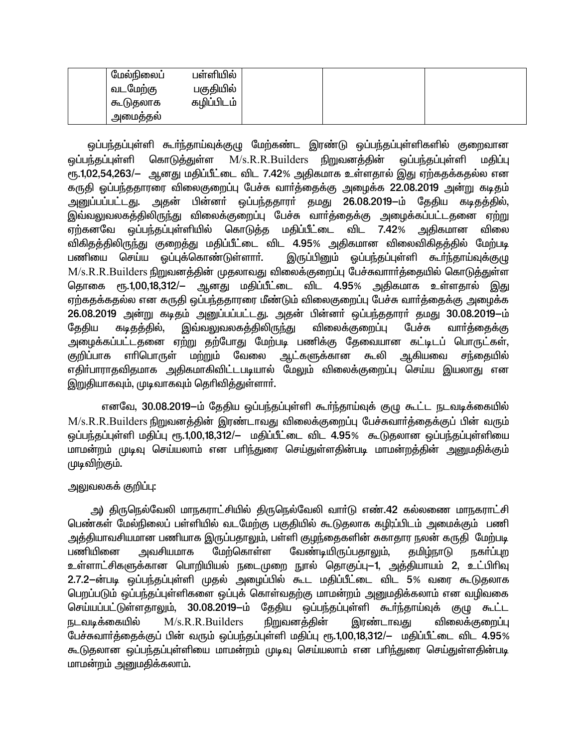|  | மேல்நிலைப் பள்ளியில் வடமேற்கு பகுதியில் கூடுதலாக கழிப்பிடம் அமைத்தல் |  |  |  |
|---|---|---|---|---|

ஒப்பந்தப்புள்ளி கூர்ந்தாய்வுக்குழு மேற்கண்ட இரண்டு ஒப்பந்தப்புள்ளிகளில் குறைவான ஒப்பந்தப்புள்ளி கொடுத்துள்ள M/s.R.R.Builders நிறுவனத்தின் ஒப்பந்தப்புள்ளி மதிப்பு **ரூ.1,02,54,263/–** ஆனது மதிப்பீட்டை விட **7.42%** அதிகமாக உள்ளதால் இது ஏற்கதக்கதல்ல என கருதி ஒப்பந்ததாரரை விலைகுறைப்பு பேச்சு வார்த்தைக்கு அழைக்க **22.08.2019** அன்று கடிதம் அனுப்பப்பட்டது. அதன் பின்னர் ஒப்பந்ததாரர் தமது **26.08.2019–ம்** தேதிய கடிதத்தில், இவ்வலுவலகத்திலிருந்து விலைக்குறைப்பு பேச்சு வார்த்தைக்கு அழைக்கப்பட்டதனை ஏற்று ஏற்கனவே ஒப்பந்தப்புள்ளியில் கொடுத்த மதிப்பீட்டை விட **7.42%** அதிகமான விலை விகிதத்திலிருந்து குறைத்து மதிப்பீட்டை விட **4.95%** அதிகமான விலைவிகிதத்தில் மேற்படி பணியை செய்ய ஒப்புக்கொண்டுள்ளார். இருப்பினும் ஒப்பந்தப்புள்ளி கூர்ந்தாய்வுக்குழு M/s.R.R.Builders நிறுவனத்தின் முதலாவது விலைக்குறைப்பு பேச்சுவார்த்தையில் கொடுத்துள்ள தொகை **ரூ.1,00,18,312/–** ஆனது மதிப்பீட்டை விட **4.95%** அதிகமாக உள்ளதால் இது ஏற்கதக்கதல்ல என கருதி ஒப்பந்ததாரரை மீண்டும் விலைகுறைப்பு பேச்சு வார்த்தைக்கு அழைக்க **26.08.2019** அன்று கடிதம் அனுப்பப்பட்டது. அதன் பின்னர் ஒப்பந்ததாரர் தமது **30.08.2019–ம்** தேதிய கடிதத்தில், இவ்வலுவலகத்திலிருந்து விலைக்குறைப்பு பேச்சு வார்த்தைக்கு அழைக்கப்பட்டதனை ஏற்று தற்போது மேற்படி பணிக்கு தேவையான கட்டிடப் பொருட்கள், குறிப்பாக எரிபொருள் மற்றும் வேலை ஆட்களுக்கான கூலி ஆகியவை சந்தையில் எதிர்பாராதவிதமாக அதிகமாகிவிட்டபடியால் மேலும் விலைக்குறைப்பு செய்ய இயலாது என இறுதியாகவும், முடிவாகவும் தெரிவித்துள்ளார்.

எனவே, **30.08.2019–ம்** தேதிய ஒப்பந்தப்புள்ளி கூர்ந்தாய்வுக் குழு கூட்ட நடவடிக்கையில் M/s.R.R.Builders நிறுவனத்தின் இரண்டாவது விலைக்குறைப்பு பேச்சுவார்த்தைக்குப் பின் வரும் ஒப்பந்தப்புள்ளி மதிப்பு **ரூ.1,00,18,312/–** மதிப்பீட்டை விட **4.95%** கூடுதலான ஒப்பந்தப்புள்ளியை மாமன்றம் முடிவு செய்யலாம் என பரிந்துரை செய்துள்ளதின்படி மாமன்றத்தின் அனுமதிக்கும் முடிவிற்கும்.

அலுவலகக் குறிப்பு:

அ) திருநெல்வேலி மாநகராட்சியில் திருநெல்வேலி வார்டு எண்.42 கல்லணை மாநகராட்சி பெண்கள் மேல்நிலைப் பள்ளியில் வடமேற்கு பகுதியில் கூடுதலாக கழி;ப்பிடம் அமைக்கும் பணி அத்தியாவசியமான பணியாக இருப்பதாலும், பள்ளி குழந்தைகளின் சுகாதார நலன் கருதி மேற்படி பணியினை அவசியமாக மேற்கொள்ள வேண்டியிருப்பதாலும், தமிழ்நாடு நகர்ப்புற உள்ளாட்சிகளுக்கான பொறியியல் நடைமுறை நூல் தொகுப்பு–1, அத்தியாயம் 2, உட்பிரிவு **2.7.2–ன்படி** ஒப்பந்தப்புள்ளி முதல் அழைப்பில் கூட மதிப்பீட்டை விட 5% வரை கூடுதலாக பெறப்படும் ஒப்பந்தப்புள்ளிகளை ஒப்புக் கொள்வதற்கு மாமன்றம் அனுமதிக்கலாம் என வழிவகை செய்யப்பட்டுள்ளதாலும், **30.08.2019–ம்** தேதிய ஒப்பந்தப்புள்ளி கூர்ந்தாய்வுக் குழு கூட்ட நடவடிக்கையில் M/s.R.R.Builders நிறுவனத்தின் இரண்டாவது விலைக்குறைப்பு பேச்சுவார்த்தைக்குப் பின் வரும் ஒப்பந்தப்புள்ளி மதிப்பு **ரூ.1,00,18,312/–** மதிப்பீட்டை விட **4.95%** கூடுதலான ஒப்பந்தப்புள்ளியை மாமன்றம் முடிவு செய்யலாம் என பரிந்துரை செய்துள்ளதின்படி மாமன்றம் அனுமதிக்கலாம்.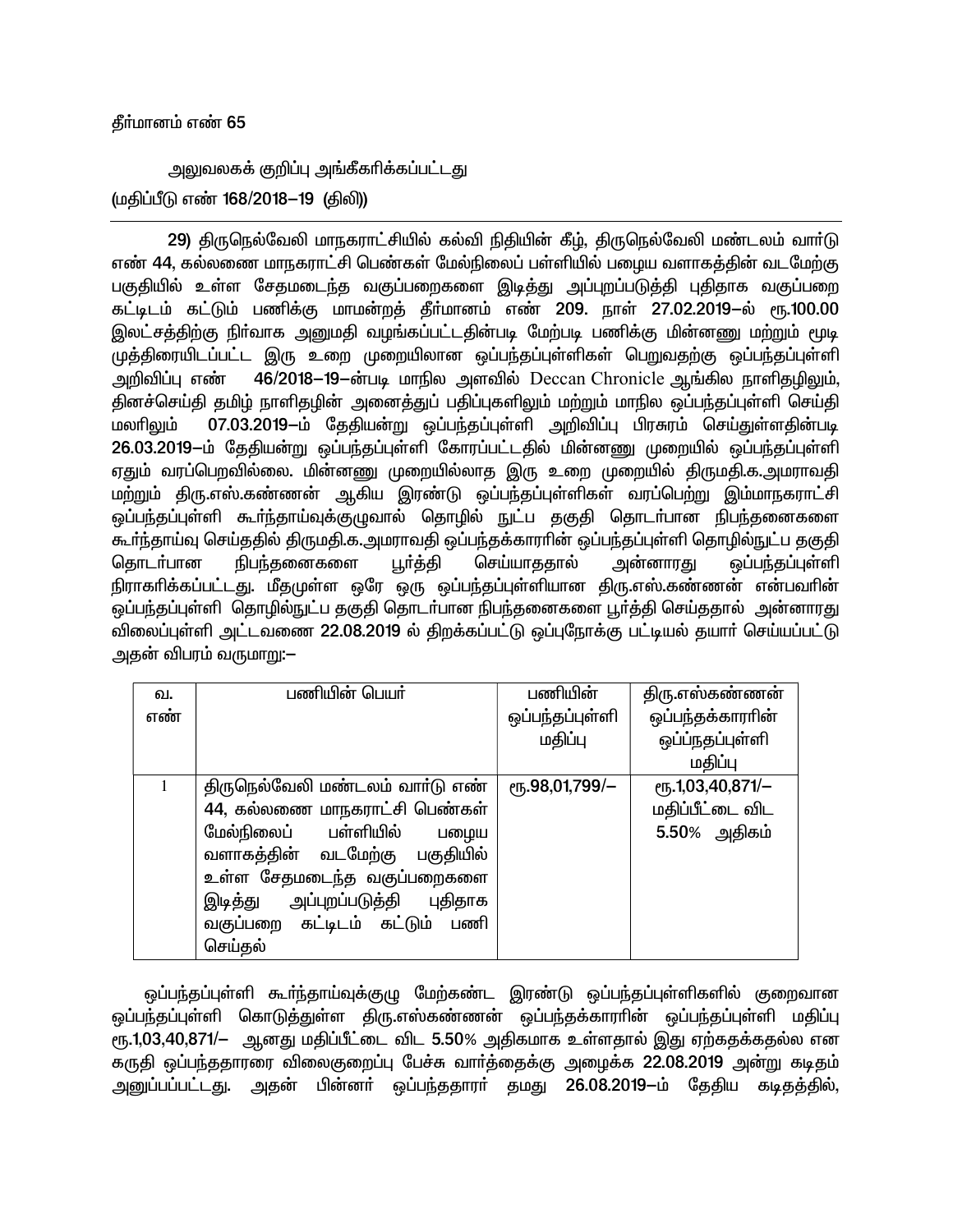தீர்மானம் எண் 65

அலுவலகக் குறிப்பு அங்கீகரிக்கப்பட்டது

(மதிப்பீடு எண் 168/2018–19 (திலி))

---

29) திருநெல்வேலி மாநகராட்சியில் கல்வி நிதியின் கீழ், திருநெல்வேலி மண்டலம் வார்டு எண் 44, கல்லணை மாநகராட்சி பெண்கள் மேல்நிலைப் பள்ளியில் பழைய வளாகத்தின் வடமேற்கு பகுதியில் உள்ள சேதமடைந்த வகுப்பறைகளை இடித்து அப்புறப்படுத்தி புதிதாக வகுப்பறை கட்டிடம் கட்டும் பணிக்கு மாமன்றத் தீர்மானம் எண் 209. நாள் 27.02.2019–ல் ரூ.100.00 இலட்சத்திற்கு நிர்வாக அனுமதி வழங்கப்பட்டதின்படி மேற்படி பணிக்கு மின்னணு மற்றும் மூடி முத்திரையிடப்பட்ட இரு உறை முறையிலான ஒப்பந்தப்புள்ளிகள் பெறுவதற்கு ஒப்பந்தப்புள்ளி அறிவிப்பு எண் 46/2018–19–ன்படி மாநில அளவில் Deccan Chronicle ஆங்கில நாளிதழிலும், தினச்செய்தி தமிழ் நாளிதழின் அனைத்துப் பதிப்புகளிலும் மற்றும் மாநில ஒப்பந்தப்புள்ளி செய்தி மலரிலும் 07.03.2019–ம் தேதியன்று ஒப்பந்தப்புள்ளி அறிவிப்பு பிரசுரம் செய்துள்ளதின்படி 26.03.2019–ம் தேதியன்று ஒப்பந்தப்புள்ளி கோரப்பட்டதில் மின்னணு முறையில் ஒப்பந்தப்புள்ளி ஏதும் வரப்பெறவில்லை. மின்னணு முறையில்லாத இரு உறை முறையில் திருமதி.க.அமராவதி மற்றும் திரு.எஸ்.கண்ணன் ஆகிய இரண்டு ஒப்பந்தப்புள்ளிகள் வரப்பெற்று இம்மாநகராட்சி ஒப்பந்தப்புள்ளி கூர்ந்தாய்வுக்குழுவால் தொழில் நுட்ப தகுதி தொடர்பான நிபந்தனைகளை கூர்ந்தாய்வு செய்ததில் திருமதி.க.அமராவதி ஒப்பந்தக்காரரின் ஒப்பந்தப்புள்ளி தொழில்நுட்ப தகுதி தொடர்பான நிபந்தனைகளை பூர்த்தி செய்யாததால் அன்னாரது ஒப்பந்தப்புள்ளி நிராகரிக்கப்பட்டது. மீதமுள்ள ஒரே ஒரு ஒப்பந்தப்புள்ளியான திரு.எஸ்.கண்ணன் என்பவரின் ஒப்பந்தப்புள்ளி தொழில்நுட்ப தகுதி தொடர்பான நிபந்தனைகளை பூர்த்தி செய்ததால் அன்னாரது விலைப்புள்ளி அட்டவணை 22.08.2019 ல் திறக்கப்பட்டு ஒப்புநோக்கு பட்டியல் தயார் செய்யப்பட்டு அதன் விபரம் வருமாறு:–

| வ. எண் | பணியின் பெயர் | பணியின் ஒப்பந்தப்புள்ளி மதிப்பு | திரு.எஸ்கண்ணன் ஒப்பந்தக்காரரின் ஒப்நதப்புள்ளி மதிப்பு |
|---|---|---|---|
| 1 | திருநெல்வேலி மண்டலம் வார்டு எண் 44, கல்லணை மாநகராட்சி பெண்கள் மேல்நிலைப் பள்ளியில் பழைய வளாகத்தின் வடமேற்கு பகுதியில் உள்ள சேதமடைந்த வகுப்பறைகளை இடித்து அப்புறப்படுத்தி புதிதாக வகுப்பறை கட்டிடம் கட்டும் பணி செய்தல் | ரூ.98,01,799/– | ரூ.1,03,40,871/– மதிப்பீட்டை விட 5.50% அதிகம் |

ஒப்பந்தப்புள்ளி கூர்ந்தாய்வுக்குழு மேற்கண்ட இரண்டு ஒப்பந்தப்புள்ளிகளில் குறைவான ஒப்பந்தப்புள்ளி கொடுத்துள்ள திரு.எஸ்கண்ணன் ஒப்பந்தக்காரரின் ஒப்பந்தப்புள்ளி மதிப்பு ரூ.1,03,40,871/– ஆனது மதிப்பீட்டை விட 5.50% அதிகமாக உள்ளதால் இது ஏற்கதக்கதல்ல என கருதி ஒப்பந்ததாரரை விலைகுறைப்பு பேச்சு வார்த்தைக்கு அழைக்க 22.08.2019 அன்று கடிதம் அனுப்பப்பட்டது. அதன் பின்னர் ஒப்பந்ததாரர் தமது 26.08.2019–ம் தேதிய கடிதத்தில்,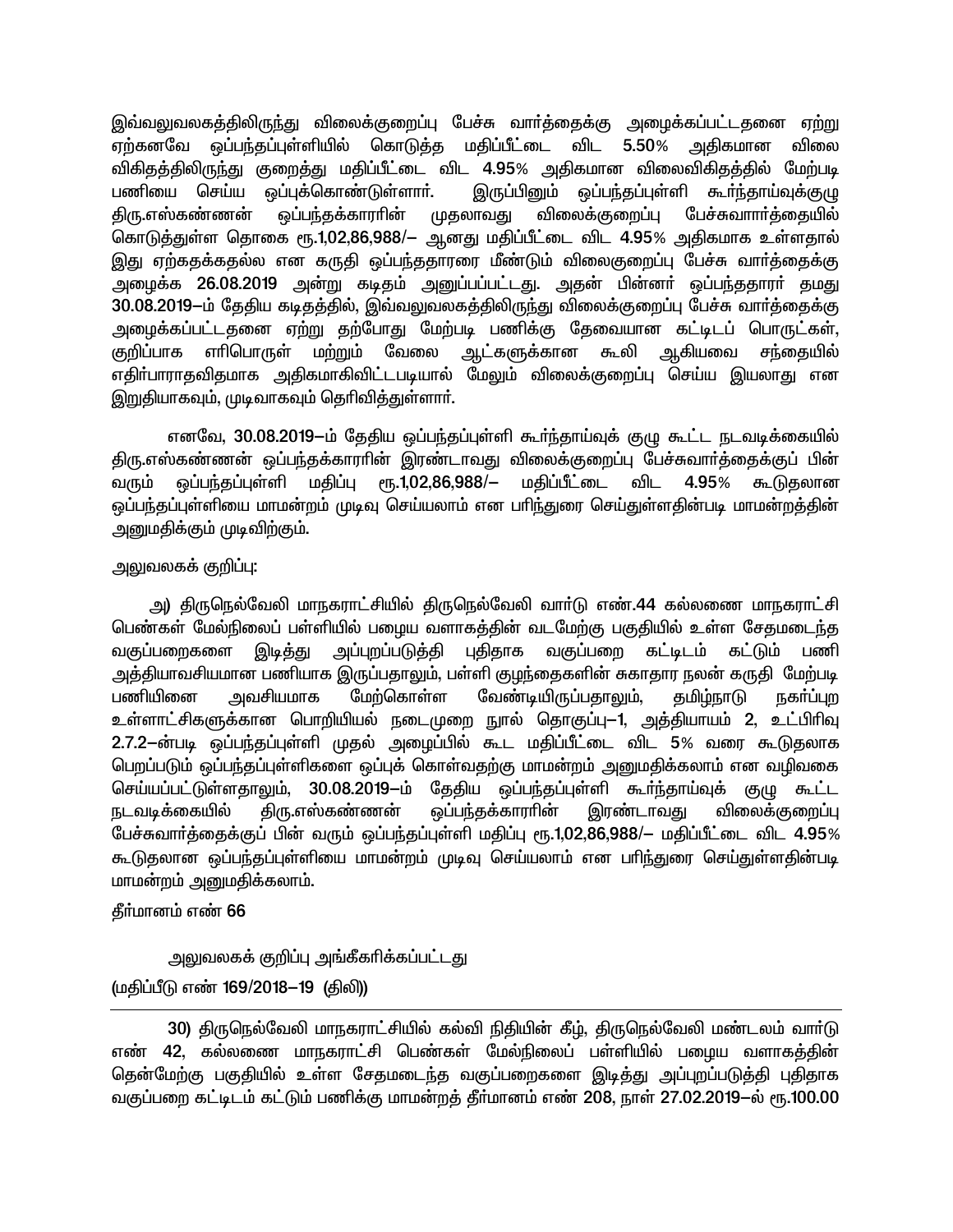இவ்வலுவலகத்திலிருந்து விலைக்குறைப்பு பேச்சு வார்த்தைக்கு அழைக்கப்பட்டதனை ஏற்று ஏற்கனவே ஒப்பந்தப்புள்ளியில் கொடுத்த மதிப்பீட்டை விட 5.50% அதிகமான விலை விகிதத்திலிருந்து குறைத்து மதிப்பீட்டை விட 4.95% அதிகமான விலைவிகிதத்தில் மேற்படி பணியை செய்ய ஒப்புக்கொண்டுள்ளார். இருப்பினும் ஒப்பந்தப்புள்ளி கூர்ந்தாய்வுக்குழு திரு.எஸ்கண்ணன் ஒப்பந்தக்காரரின் முதலாவது விலைக்குறைப்பு பேச்சுவார்த்தையில் கொடுத்துள்ள தொகை ரூ.1,02,86,988/– ஆனது மதிப்பீட்டை விட 4.95% அதிகமாக உள்ளதால் இது ஏற்கதக்கதல்ல என கருதி ஒப்பந்ததாரரை மீண்டும் விலைகுறைப்பு பேச்சு வார்த்தைக்கு அழைக்க 26.08.2019 அன்று கடிதம் அனுப்பப்பட்டது. அதன் பின்னர் ஒப்பந்ததாரர் தமது 30.08.2019–ம் தேதிய கடிதத்தில், இவ்வலுவலகத்திலிருந்து விலைக்குறைப்பு பேச்சு வார்த்தைக்கு அழைக்கப்பட்டதனை ஏற்று தற்போது மேற்படி பணிக்கு தேவையான கட்டிடப் பொருட்கள், குறிப்பாக எரிபொருள் மற்றும் வேலை ஆட்களுக்கான கூலி ஆகியவை சந்தையில் எதிர்பாராதவிதமாக அதிகமாகிவிட்டபடியால் மேலும் விலைக்குறைப்பு செய்ய இயலாது என இறுதியாகவும், முடிவாகவும் தெரிவித்துள்ளார்.

எனவே, 30.08.2019–ம் தேதிய ஒப்பந்தப்புள்ளி கூர்ந்தாய்வுக் குழு கூட்ட நடவடிக்கையில் திரு.எஸ்கண்ணன் ஒப்பந்தக்காரரின் இரண்டாவது விலைக்குறைப்பு பேச்சுவார்த்தைக்குப் பின் வரும் ஒப்பந்தப்புள்ளி மதிப்பு ரூ.1,02,86,988/– மதிப்பீட்டை விட 4.95% கூடுதலான ஒப்பந்தப்புள்ளியை மாமன்றம் முடிவு செய்யலாம் என பரிந்துரை செய்துள்ளதின்படி மாமன்றத்தின் அனுமதிக்கும் முடிவிற்கும்.

அலுவலகக் குறிப்பு:

அ) திருநெல்வேலி மாநகராட்சியில் திருநெல்வேலி வார்டு எண்.44 கல்லணை மாநகராட்சி பெண்கள் மேல்நிலைப் பள்ளியில் பழைய வளாகத்தின் வடமேற்கு பகுதியில் உள்ள சேதமடைந்த வகுப்பறைகளை இடித்து அப்புறப்படுத்தி புதிதாக வகுப்பறை கட்டிடம் கட்டும் பணி அத்தியாவசியமான பணியாக இருப்பதாலும், பள்ளி குழந்தைகளின் சுகாதார நலன் கருதி மேற்படி பணியினை அவசியமாக மேற்கொள்ள வேண்டியிருப்பதாலும், தமிழ்நாடு நகர்ப்புற உள்ளாட்சிகளுக்கான பொறியியல் நடைமுறை நூல் தொகுப்பு–1, அத்தியாயம் 2, உட்பிரிவு 2.7.2–ன்படி ஒப்பந்தப்புள்ளி முதல் அழைப்பில் கூட மதிப்பீட்டை விட 5% வரை கூடுதலாக பெறப்படும் ஒப்பந்தப்புள்ளிகளை ஒப்புக் கொள்வதற்கு மாமன்றம் அனுமதிக்கலாம் என வழிவகை செய்யப்பட்டுள்ளதாலும், 30.08.2019–ம் தேதிய ஒப்பந்தப்புள்ளி கூர்ந்தாய்வுக் குழு கூட்ட நடவடிக்கையில் திரு.எஸ்கண்ணன் ஒப்பந்தக்காரரின் இரண்டாவது விலைக்குறைப்பு பேச்சுவார்த்தைக்குப் பின் வரும் ஒப்பந்தப்புள்ளி மதிப்பு ரூ.1,02,86,988/– மதிப்பீட்டை விட 4.95% கூடுதலான ஒப்பந்தப்புள்ளியை மாமன்றம் முடிவு செய்யலாம் என பரிந்துரை செய்துள்ளதின்படி மாமன்றம் அனுமதிக்கலாம்.

தீர்மானம் எண் 66

அலுவலகக் குறிப்பு அங்கீகரிக்கப்பட்டது

(மதிப்பீடு எண் 169/2018–19 (திலி))

---

30) திருநெல்வேலி மாநகராட்சியில் கல்வி நிதியின் கீழ், திருநெல்வேலி மண்டலம் வார்டு எண் 42, கல்லணை மாநகராட்சி பெண்கள் மேல்நிலைப் பள்ளியில் பழைய வளாகத்தின் தென்மேற்கு பகுதியில் உள்ள சேதமடைந்த வகுப்பறைகளை இடித்து அப்புறப்படுத்தி புதிதாக வகுப்பறை கட்டிடம் கட்டும் பணிக்கு மாமன்றத் தீர்மானம் எண் 208, நாள் 27.02.2019–ல் ரூ.100.00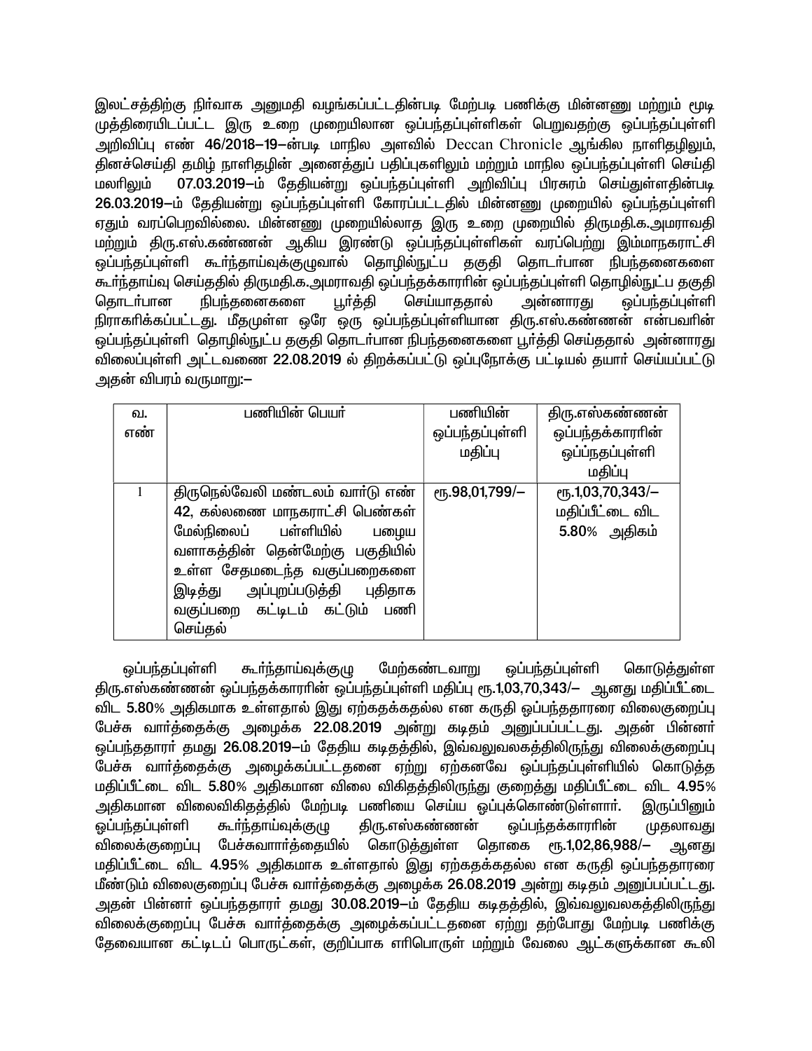இலட்சத்திற்கு நிர்வாக அனுமதி வழங்கப்பட்டதின்படி மேற்படி பணிக்கு மின்னணு மற்றும் மூடி முத்திரையிடப்பட்ட இரு உறை முறையிலான ஒப்பந்தப்புள்ளிகள் பெறுவதற்கு ஒப்பந்தப்புள்ளி அறிவிப்பு எண் 46/2018–19–ன்படி மாநில அளவில் Deccan Chronicle ஆங்கில நாளிதழிலும், தினச்செய்தி தமிழ் நாளிதழின் அனைத்துப் பதிப்புகளிலும் மற்றும் மாநில ஒப்பந்தப்புள்ளி செய்தி மலரிலும் 07.03.2019–ம் தேதியன்று ஒப்பந்தப்புள்ளி அறிவிப்பு பிரசுரம் செய்துள்ளதின்படி 26.03.2019–ம் தேதியன்று ஒப்பந்தப்புள்ளி கோரப்பட்டதில் மின்னணு முறையில் ஒப்பந்தப்புள்ளி ஏதும் வரப்பெறவில்லை. மின்னணு முறையில்லாத இரு உறை முறையில் திருமதி.க.அமராவதி மற்றும் திரு.எஸ்.கண்ணன் ஆகிய இரண்டு ஒப்பந்தப்புள்ளிகள் வரப்பெற்று இம்மாநகராட்சி ஒப்பந்தப்புள்ளி கூர்ந்தாய்வுக்குழுவால் தொழில்நுட்ப தகுதி தொடர்பான நிபந்தனைகளை கூர்ந்தாய்வு செய்ததில் திருமதி.க.அமராவதி ஒப்பந்தக்காரரின் ஒப்பந்தப்புள்ளி தொழில்நுட்ப தகுதி தொடர்பான நிபந்தனைகளை பூர்த்தி செய்யாததால் அன்னாரது ஒப்பந்தப்புள்ளி நிராகரிக்கப்பட்டது. மீதமுள்ள ஒரே ஒரு ஒப்பந்தப்புள்ளியான திரு.எஸ்.கண்ணன் என்பவரின் ஒப்பந்தப்புள்ளி தொழில்நுட்ப தகுதி தொடர்பான நிபந்தனைகளை பூர்த்தி செய்ததால் அன்னாரது விலைப்புள்ளி அட்டவணை 22.08.2019 ல் திறக்கப்பட்டு ஒப்புநோக்கு பட்டியல் தயார் செய்யப்பட்டு அதன் விபரம் வருமாறு:–

| வ. எண் | பணியின் பெயர் | பணியின் ஒப்பந்தப்புள்ளி மதிப்பு | திரு.எஸ்கண்ணன் ஒப்பந்தக்காரரின் ஒப்பநதப்புள்ளி மதிப்பு |
|---|---|---|---|
| 1 | திருநெல்வேலி மண்டலம் வார்டு எண் 42, கல்லணை மாநகராட்சி பெண்கள் மேல்நிலைப் பள்ளியில் பழைய வளாகத்தின் தென்மேற்கு பகுதியில் உள்ள சேதமடைந்த வகுப்பறைகளை இடித்து அப்புறப்படுத்தி புதிதாக வகுப்பறை கட்டிடம் கட்டும் பணி செய்தல் | ரூ.98,01,799/– | ரூ.1,03,70,343/– மதிப்பீட்டை விட 5.80% அதிகம் |

ஒப்பந்தப்புள்ளி கூர்ந்தாய்வுக்குழு மேற்கண்டவாறு ஒப்பந்தப்புள்ளி கொடுத்துள்ள திரு.எஸ்கண்ணன் ஒப்பந்தக்காரரின் ஒப்பந்தப்புள்ளி மதிப்பு ரூ.1,03,70,343/– ஆனது மதிப்பீட்டை விட 5.80% அதிகமாக உள்ளதால் இது ஏற்கதக்கதல்ல என கருதி ஒப்பந்ததாரரை விலைகுறைப்பு பேச்சு வார்த்தைக்கு அழைக்க 22.08.2019 அன்று கடிதம் அனுப்பப்பட்டது. அதன் பின்னர் ஒப்பந்ததாரர் தமது 26.08.2019–ம் தேதிய கடிதத்தில், இவ்வலுவலகத்திலிருந்து விலைக்குறைப்பு பேச்சு வார்த்தைக்கு அழைக்கப்பட்டதனை ஏற்று ஏற்கனவே ஒப்பந்தப்புள்ளியில் கொடுத்த மதிப்பீட்டை விட 5.80% அதிகமான விலை விகிதத்திலிருந்து குறைத்து மதிப்பீட்டை விட 4.95% அதிகமான விலைவிகிதத்தில் மேற்படி பணியை செய்ய ஒப்புக்கொண்டுள்ளார். இருப்பினும் ஒப்பந்தப்புள்ளி கூர்ந்தாய்வுக்குழு திரு.எஸ்கண்ணன் ஒப்பந்தக்காரரின் முதலாவது விலைக்குறைப்பு பேச்சுவார்த்தையில் கொடுத்துள்ள தொகை ரூ.1,02,86,988/– ஆனது மதிப்பீட்டை விட 4.95% அதிகமாக உள்ளதால் இது ஏற்கதக்கதல்ல என கருதி ஒப்பந்ததாரரை மீண்டும் விலைகுறைப்பு பேச்சு வார்த்தைக்கு அழைக்க 26.08.2019 அன்று கடிதம் அனுப்பப்பட்டது. அதன் பின்னர் ஒப்பந்ததாரர் தமது 30.08.2019–ம் தேதிய கடிதத்தில், இவ்வலுவலகத்திலிருந்து விலைக்குறைப்பு பேச்சு வார்த்தைக்கு அழைக்கப்பட்டதனை ஏற்று தற்போது மேற்படி பணிக்கு தேவையான கட்டிடப் பொருட்கள், குறிப்பாக எரிபொருள் மற்றும் வேலை ஆட்களுக்கான கூலி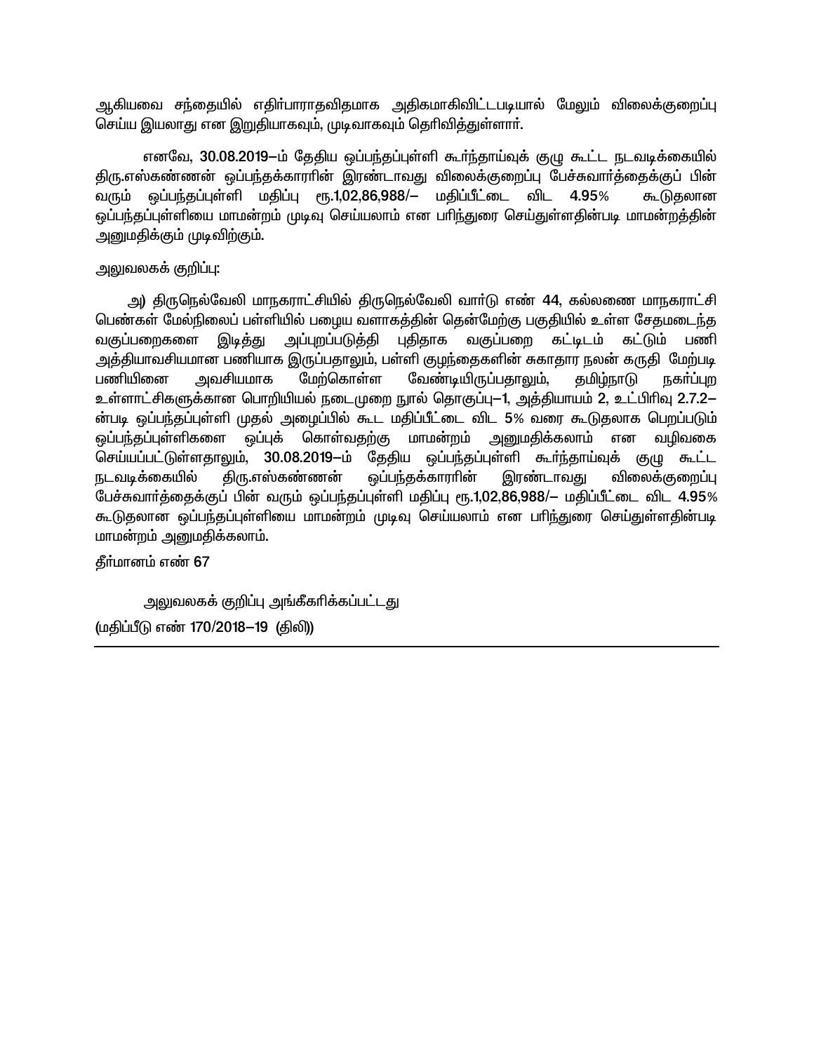ஆகியவை சந்தையில் எதிர்பாராதவிதமாக அதிகமாகிவிட்டபடியால் மேலும் விலைக்குறைப்பு செய்ய இயலாது என இறுதியாகவும், முடிவாகவும் தெரிவித்துள்ளார்.

எனவே, 30.08.2019–ம் தேதிய ஒப்பந்தப்புள்ளி கூர்ந்தாய்வுக் குழு கூட்ட நடவடிக்கையில் திரு.எஸ்கண்ணன் ஒப்பந்தக்காரரின் இரண்டாவது விலைக்குறைப்பு பேச்சுவார்த்தைக்குப் பின் வரும் ஒப்பந்தப்புள்ளி மதிப்பு ரூ.1,02,86,988/– மதிப்பீட்டை விட 4.95% கூடுதலான ஒப்பந்தப்புள்ளியை மாமன்றம் முடிவு செய்யலாம் என பரிந்துரை செய்துள்ளதின்படி மாமன்றத்தின் அனுமதிக்கும் முடிவிற்கும்.

அலுவலகக் குறிப்பு:

அ) திருநெல்வேலி மாநகராட்சியில் திருநெல்வேலி வார்டு எண் 44, கல்லணை மாநகராட்சி பெண்கள் மேல்நிலைப் பள்ளியில் பழைய வளாகத்தின் தென்மேற்கு பகுதியில் உள்ள சேதமடைந்த வகுப்பறைகளை இடித்து அப்புறப்படுத்தி புதிதாக வகுப்பறை கட்டிடம் கட்டும் பணி அத்தியாவசியமான பணியாக இருப்பதாலும், பள்ளி குழந்தைகளின் சுகாதார நலன் கருதி மேற்படி பணியினை அவசியமாக மேற்கொள்ள வேண்டியிருப்பதாலும், தமிழ்நாடு நகர்ப்புற உள்ளாட்சிகளுக்கான பொறியியல் நடைமுறை நூல் தொகுப்பு–1, அத்தியாயம் 2, உட்பிரிவு 2.7.2–ன்படி ஒப்பந்தப்புள்ளி முதல் அழைப்பில் கூட மதிப்பீட்டை விட 5% வரை கூடுதலாக பெறப்படும் ஒப்பந்தப்புள்ளிகளை ஒப்புக் கொள்வதற்கு மாமன்றம் அனுமதிக்கலாம் என வழிவகை செய்யப்பட்டுள்ளதாலும், 30.08.2019–ம் தேதிய ஒப்பந்தப்புள்ளி கூர்ந்தாய்வுக் குழு கூட்ட நடவடிக்கையில் திரு.எஸ்கண்ணன் ஒப்பந்தக்காரரின் இரண்டாவது விலைக்குறைப்பு பேச்சுவார்த்தைக்குப் பின் வரும் ஒப்பந்தப்புள்ளி மதிப்பு ரூ.1,02,86,988/– மதிப்பீட்டை விட 4.95% கூடுதலான ஒப்பந்தப்புள்ளியை மாமன்றம் முடிவு செய்யலாம் என பரிந்துரை செய்துள்ளதின்படி மாமன்றம் அனுமதிக்கலாம்.

தீர்மானம் எண் 67

அலுவலகக் குறிப்பு அங்கீகரிக்கப்பட்டது

(மதிப்பீடு எண் 170/2018–19 (திலி))